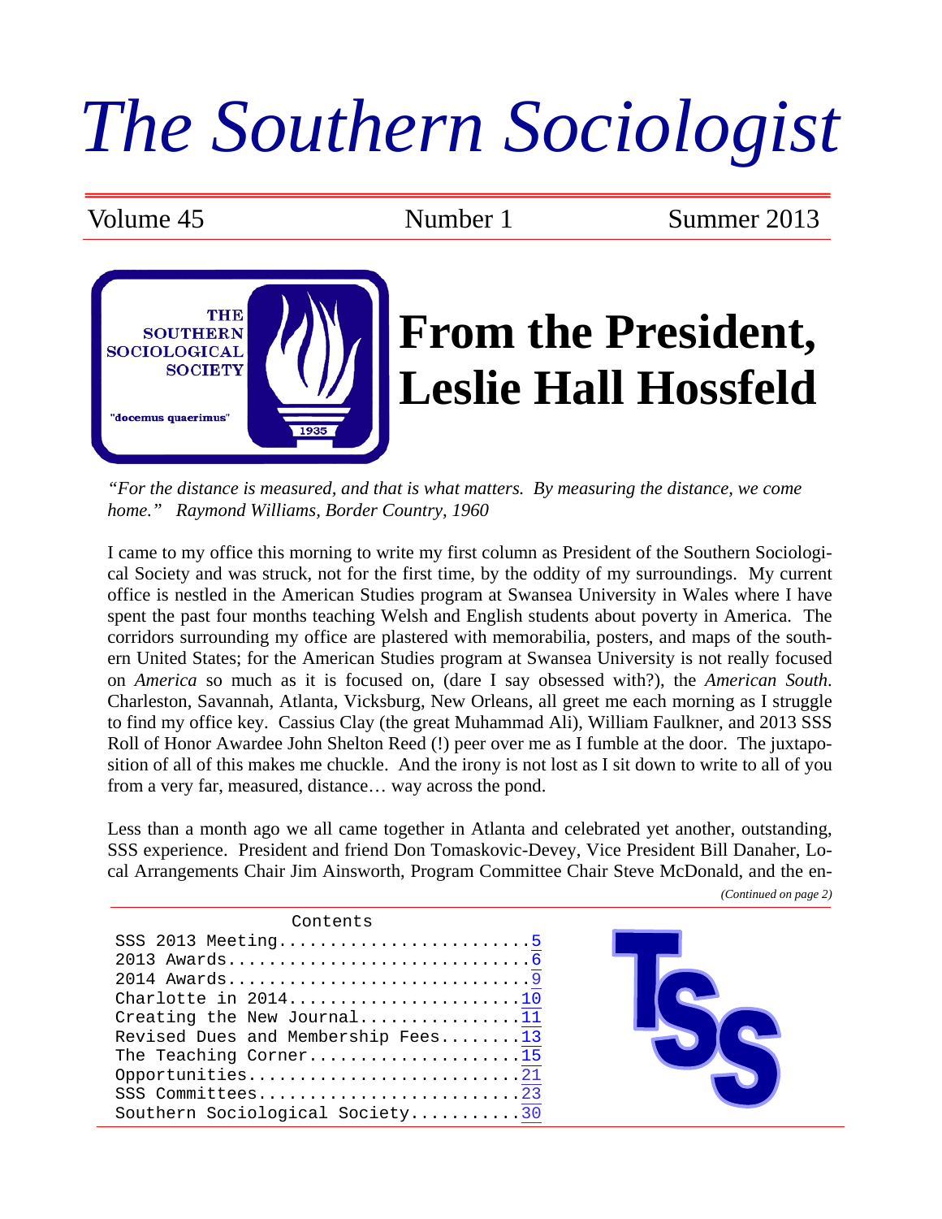# The Southern Sociologist

Volume 45 Number 1 Summer 2013

# From the President, Leslie Hall Hossfeld

*"For the distance is measured, and that is what matters. By measuring the distance, we come home." Raymond Williams, Border Country, 1960*

I came to my office this morning to write my first column as President of the Southern Sociological Society and was struck, not for the first time, by the oddity of my surroundings. My current office is nestled in the American Studies program at Swansea University in Wales where I have spent the past four months teaching Welsh and English students about poverty in America. The corridors surrounding my office are plastered with memorabilia, posters, and maps of the southern United States; for the American Studies program at Swansea University is not really focused on *America* so much as it is focused on, (dare I say obsessed with?), the *American South*. Charleston, Savannah, Atlanta, Vicksburg, New Orleans, all greet me each morning as I struggle to find my office key. Cassius Clay (the great Muhammad Ali), William Faulkner, and 2013 SSS Roll of Honor Awardee John Shelton Reed (!) peer over me as I fumble at the door. The juxtaposition of all of this makes me chuckle. And the irony is not lost as I sit down to write to all of you from a very far, measured, distance… way across the pond.

Less than a month ago we all came together in Atlanta and celebrated yet another, outstanding, SSS experience. President and friend Don Tomaskovic-Devey, Vice President Bill Danaher, Local Arrangements Chair Jim Ainsworth, Program Committee Chair Steve McDonald, and the en-

*(Continued on page 2)*

## Contents

- SSS 2013 Meeting .......................... 5
- 2013 Awards .............................. 6
- 2014 Awards .............................. 9
- Charlotte in 2014 ........................ 10
- Creating the New Journal ................. 11
- Revised Dues and Membership Fees ......... 13
- The Teaching Corner ...................... 15
- Opportunities ............................ 21
- SSS Committees ........................... 23
- Southern Sociological Society ............ 30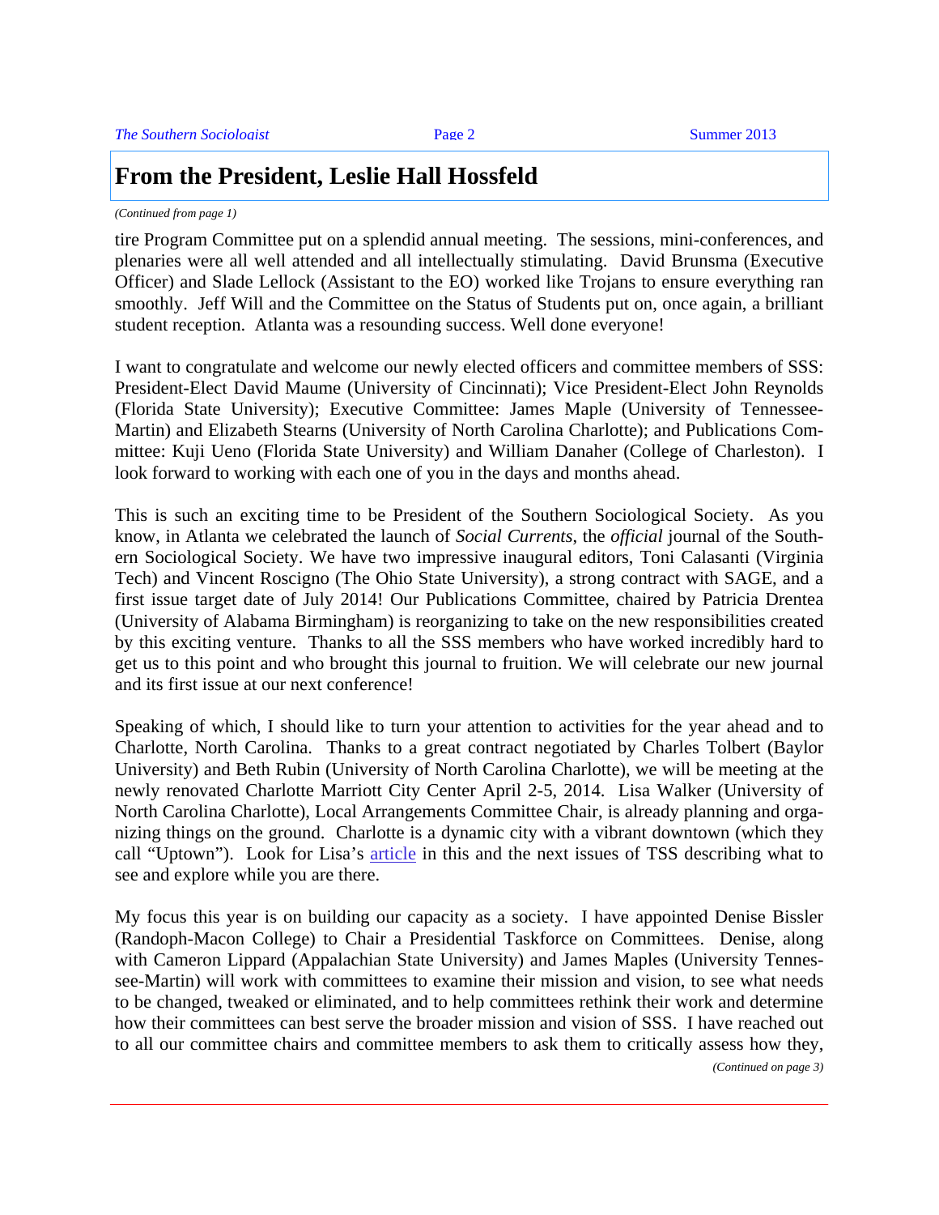## From the President, Leslie Hall Hossfeld

*(Continued from page 1)*

tire Program Committee put on a splendid annual meeting. The sessions, mini-conferences, and plenaries were all well attended and all intellectually stimulating. David Brunsma (Executive Officer) and Slade Lellock (Assistant to the EO) worked like Trojans to ensure everything ran smoothly. Jeff Will and the Committee on the Status of Students put on, once again, a brilliant student reception. Atlanta was a resounding success. Well done everyone!

I want to congratulate and welcome our newly elected officers and committee members of SSS: President-Elect David Maume (University of Cincinnati); Vice President-Elect John Reynolds (Florida State University); Executive Committee: James Maple (University of Tennessee-Martin) and Elizabeth Stearns (University of North Carolina Charlotte); and Publications Committee: Kuji Ueno (Florida State University) and William Danaher (College of Charleston). I look forward to working with each one of you in the days and months ahead.

This is such an exciting time to be President of the Southern Sociological Society. As you know, in Atlanta we celebrated the launch of *Social Currents*, the *official* journal of the Southern Sociological Society. We have two impressive inaugural editors, Toni Calasanti (Virginia Tech) and Vincent Roscigno (The Ohio State University), a strong contract with SAGE, and a first issue target date of July 2014! Our Publications Committee, chaired by Patricia Drentea (University of Alabama Birmingham) is reorganizing to take on the new responsibilities created by this exciting venture. Thanks to all the SSS members who have worked incredibly hard to get us to this point and who brought this journal to fruition. We will celebrate our new journal and its first issue at our next conference!

Speaking of which, I should like to turn your attention to activities for the year ahead and to Charlotte, North Carolina. Thanks to a great contract negotiated by Charles Tolbert (Baylor University) and Beth Rubin (University of North Carolina Charlotte), we will be meeting at the newly renovated Charlotte Marriott City Center April 2-5, 2014. Lisa Walker (University of North Carolina Charlotte), Local Arrangements Committee Chair, is already planning and organizing things on the ground. Charlotte is a dynamic city with a vibrant downtown (which they call "Uptown"). Look for Lisa's article in this and the next issues of TSS describing what to see and explore while you are there.

My focus this year is on building our capacity as a society. I have appointed Denise Bissler (Randoph-Macon College) to Chair a Presidential Taskforce on Committees. Denise, along with Cameron Lippard (Appalachian State University) and James Maples (University Tennessee-Martin) will work with committees to examine their mission and vision, to see what needs to be changed, tweaked or eliminated, and to help committees rethink their work and determine how their committees can best serve the broader mission and vision of SSS. I have reached out to all our committee chairs and committee members to ask them to critically assess how they,

*(Continued on page 3)*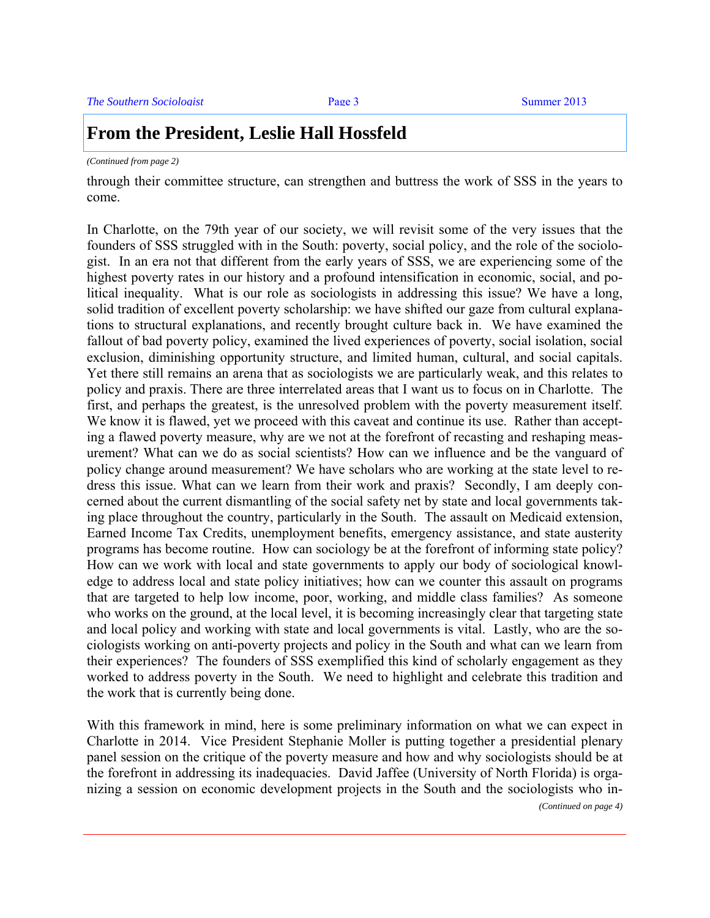## From the President, Leslie Hall Hossfeld

*(Continued from page 2)*

through their committee structure, can strengthen and buttress the work of SSS in the years to come.

In Charlotte, on the 79th year of our society, we will revisit some of the very issues that the founders of SSS struggled with in the South: poverty, social policy, and the role of the sociologist. In an era not that different from the early years of SSS, we are experiencing some of the highest poverty rates in our history and a profound intensification in economic, social, and political inequality. What is our role as sociologists in addressing this issue? We have a long, solid tradition of excellent poverty scholarship: we have shifted our gaze from cultural explanations to structural explanations, and recently brought culture back in. We have examined the fallout of bad poverty policy, examined the lived experiences of poverty, social isolation, social exclusion, diminishing opportunity structure, and limited human, cultural, and social capitals. Yet there still remains an arena that as sociologists we are particularly weak, and this relates to policy and praxis. There are three interrelated areas that I want us to focus on in Charlotte. The first, and perhaps the greatest, is the unresolved problem with the poverty measurement itself. We know it is flawed, yet we proceed with this caveat and continue its use. Rather than accepting a flawed poverty measure, why are we not at the forefront of recasting and reshaping measurement? What can we do as social scientists? How can we influence and be the vanguard of policy change around measurement? We have scholars who are working at the state level to redress this issue. What can we learn from their work and praxis? Secondly, I am deeply concerned about the current dismantling of the social safety net by state and local governments taking place throughout the country, particularly in the South. The assault on Medicaid extension, Earned Income Tax Credits, unemployment benefits, emergency assistance, and state austerity programs has become routine. How can sociology be at the forefront of informing state policy? How can we work with local and state governments to apply our body of sociological knowledge to address local and state policy initiatives; how can we counter this assault on programs that are targeted to help low income, poor, working, and middle class families? As someone who works on the ground, at the local level, it is becoming increasingly clear that targeting state and local policy and working with state and local governments is vital. Lastly, who are the sociologists working on anti-poverty projects and policy in the South and what can we learn from their experiences? The founders of SSS exemplified this kind of scholarly engagement as they worked to address poverty in the South. We need to highlight and celebrate this tradition and the work that is currently being done.

With this framework in mind, here is some preliminary information on what we can expect in Charlotte in 2014. Vice President Stephanie Moller is putting together a presidential plenary panel session on the critique of the poverty measure and how and why sociologists should be at the forefront in addressing its inadequacies. David Jaffee (University of North Florida) is organizing a session on economic development projects in the South and the sociologists who in-

*(Continued on page 4)*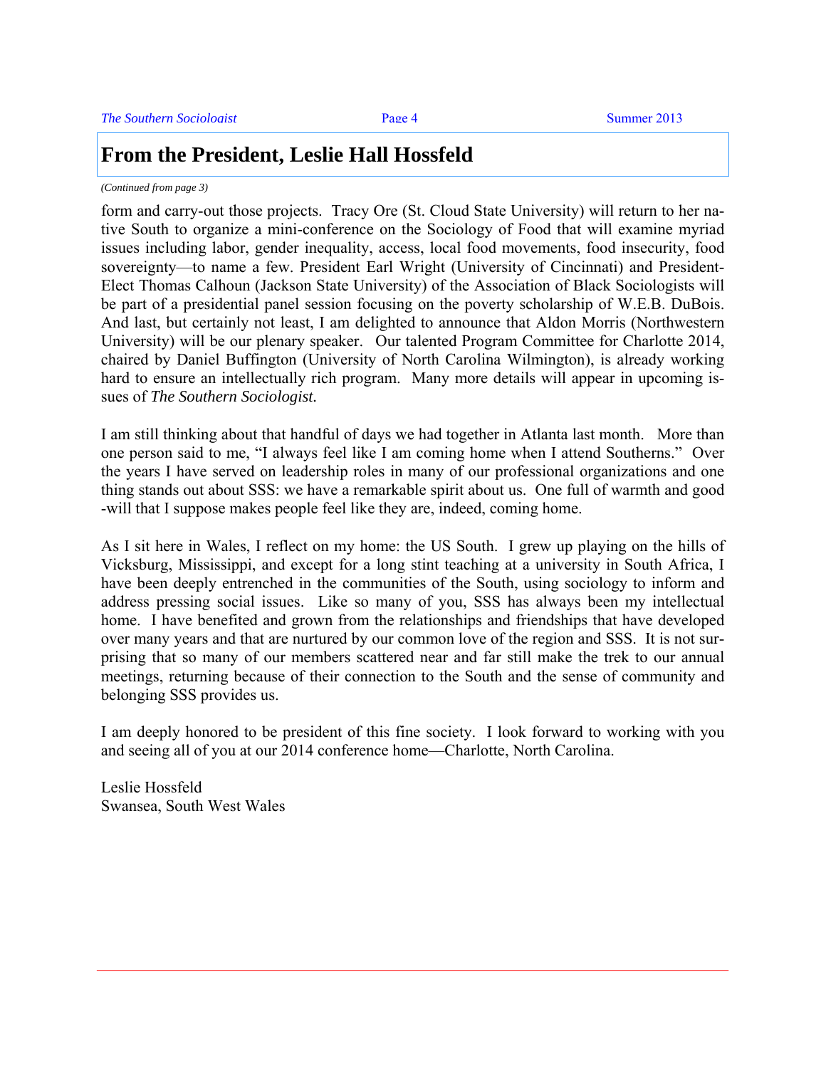## From the President, Leslie Hall Hossfeld

*(Continued from page 3)*

form and carry-out those projects. Tracy Ore (St. Cloud State University) will return to her native South to organize a mini-conference on the Sociology of Food that will examine myriad issues including labor, gender inequality, access, local food movements, food insecurity, food sovereignty—to name a few. President Earl Wright (University of Cincinnati) and President-Elect Thomas Calhoun (Jackson State University) of the Association of Black Sociologists will be part of a presidential panel session focusing on the poverty scholarship of W.E.B. DuBois. And last, but certainly not least, I am delighted to announce that Aldon Morris (Northwestern University) will be our plenary speaker. Our talented Program Committee for Charlotte 2014, chaired by Daniel Buffington (University of North Carolina Wilmington), is already working hard to ensure an intellectually rich program. Many more details will appear in upcoming issues of *The Southern Sociologist.*

I am still thinking about that handful of days we had together in Atlanta last month. More than one person said to me, "I always feel like I am coming home when I attend Southerns." Over the years I have served on leadership roles in many of our professional organizations and one thing stands out about SSS: we have a remarkable spirit about us. One full of warmth and good-will that I suppose makes people feel like they are, indeed, coming home.

As I sit here in Wales, I reflect on my home: the US South. I grew up playing on the hills of Vicksburg, Mississippi, and except for a long stint teaching at a university in South Africa, I have been deeply entrenched in the communities of the South, using sociology to inform and address pressing social issues. Like so many of you, SSS has always been my intellectual home. I have benefited and grown from the relationships and friendships that have developed over many years and that are nurtured by our common love of the region and SSS. It is not surprising that so many of our members scattered near and far still make the trek to our annual meetings, returning because of their connection to the South and the sense of community and belonging SSS provides us.

I am deeply honored to be president of this fine society. I look forward to working with you and seeing all of you at our 2014 conference home—Charlotte, North Carolina.

Leslie Hossfeld
Swansea, South West Wales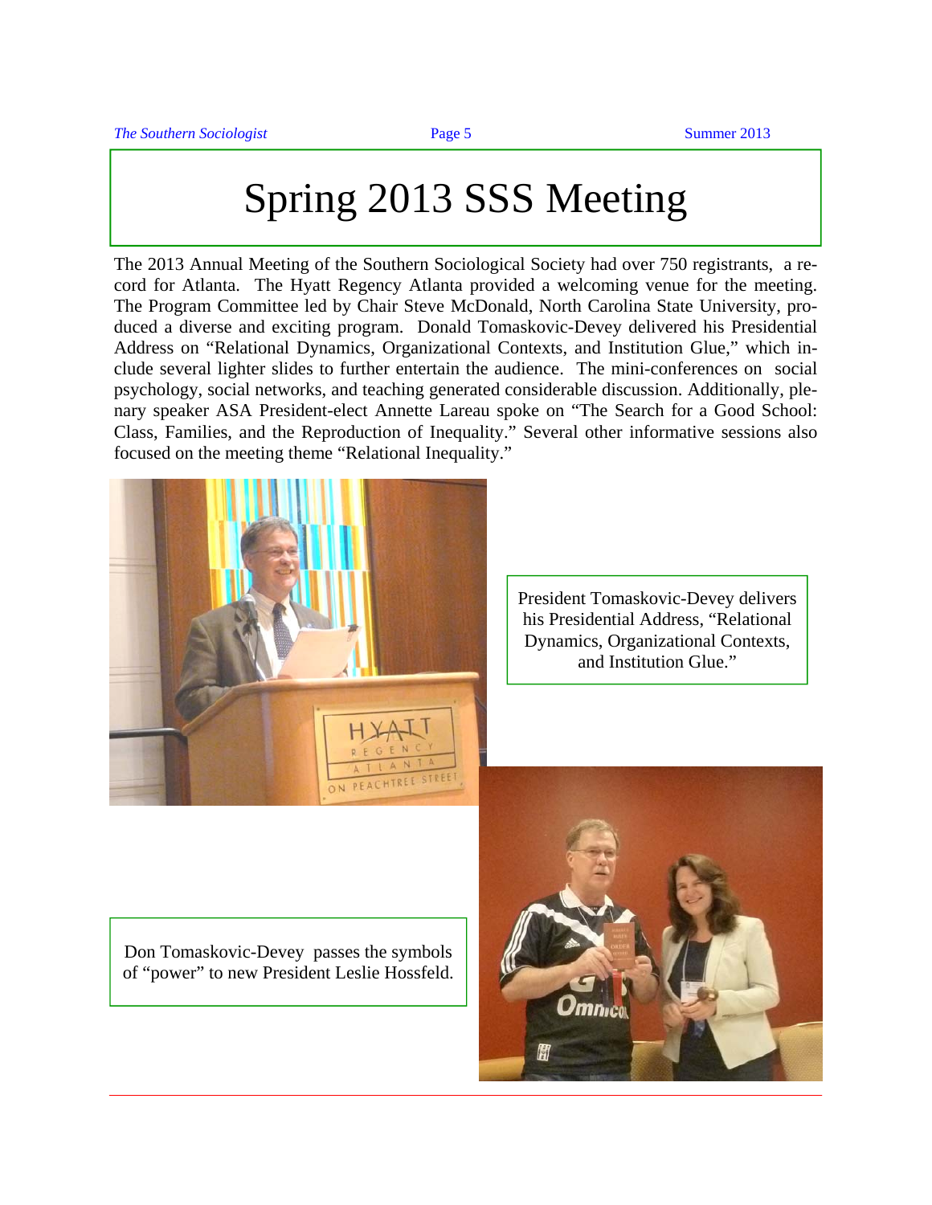# Spring 2013 SSS Meeting

The 2013 Annual Meeting of the Southern Sociological Society had over 750 registrants, a record for Atlanta. The Hyatt Regency Atlanta provided a welcoming venue for the meeting. The Program Committee led by Chair Steve McDonald, North Carolina State University, produced a diverse and exciting program. Donald Tomaskovic-Devey delivered his Presidential Address on "Relational Dynamics, Organizational Contexts, and Institution Glue," which include several lighter slides to further entertain the audience. The mini-conferences on social psychology, social networks, and teaching generated considerable discussion. Additionally, plenary speaker ASA President-elect Annette Lareau spoke on "The Search for a Good School: Class, Families, and the Reproduction of Inequality." Several other informative sessions also focused on the meeting theme "Relational Inequality."

President Tomaskovic-Devey delivers his Presidential Address, "Relational Dynamics, Organizational Contexts, and Institution Glue."

Don Tomaskovic-Devey passes the symbols of "power" to new President Leslie Hossfeld.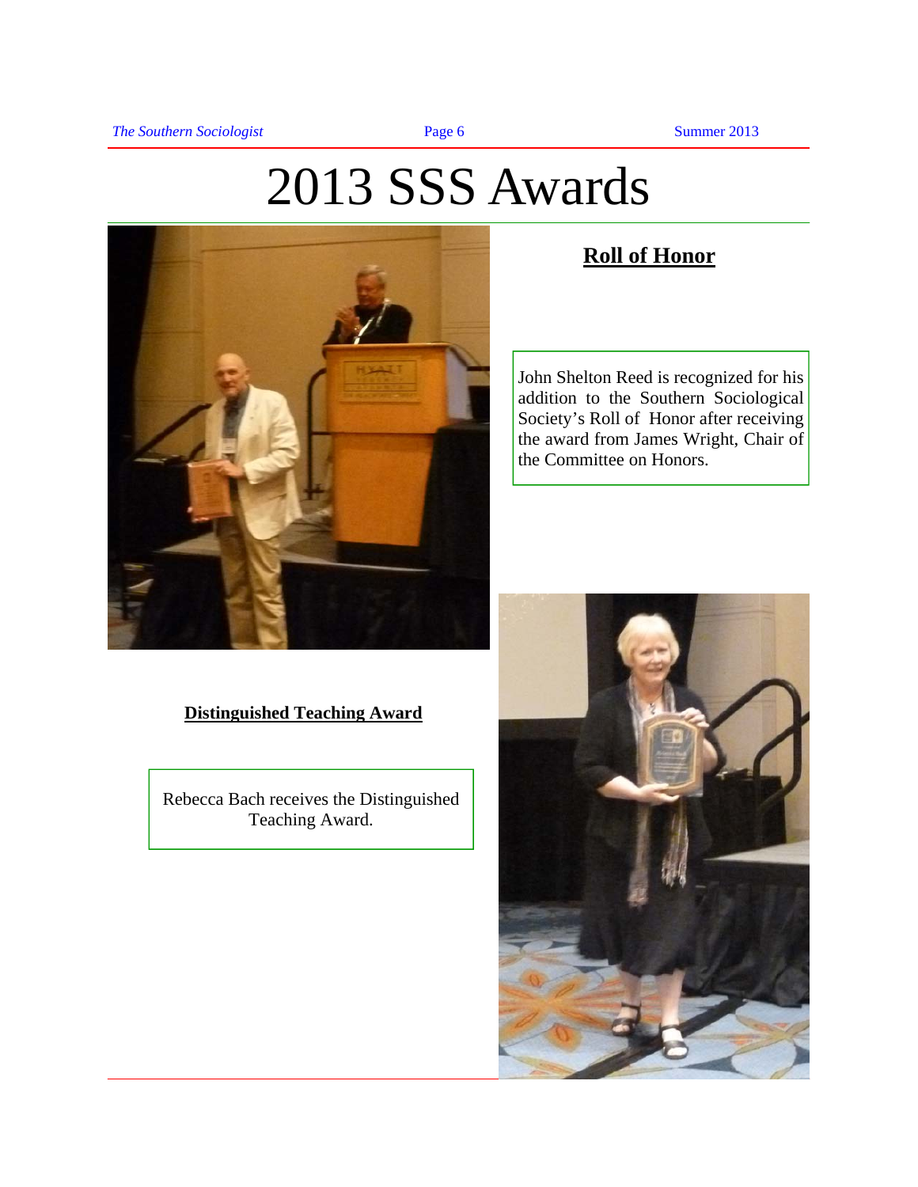# 2013 SSS Awards

## Roll of Honor

John Shelton Reed is recognized for his addition to the Southern Sociological Society's Roll of Honor after receiving the award from James Wright, Chair of the Committee on Honors.

## Distinguished Teaching Award

Rebecca Bach receives the Distinguished Teaching Award.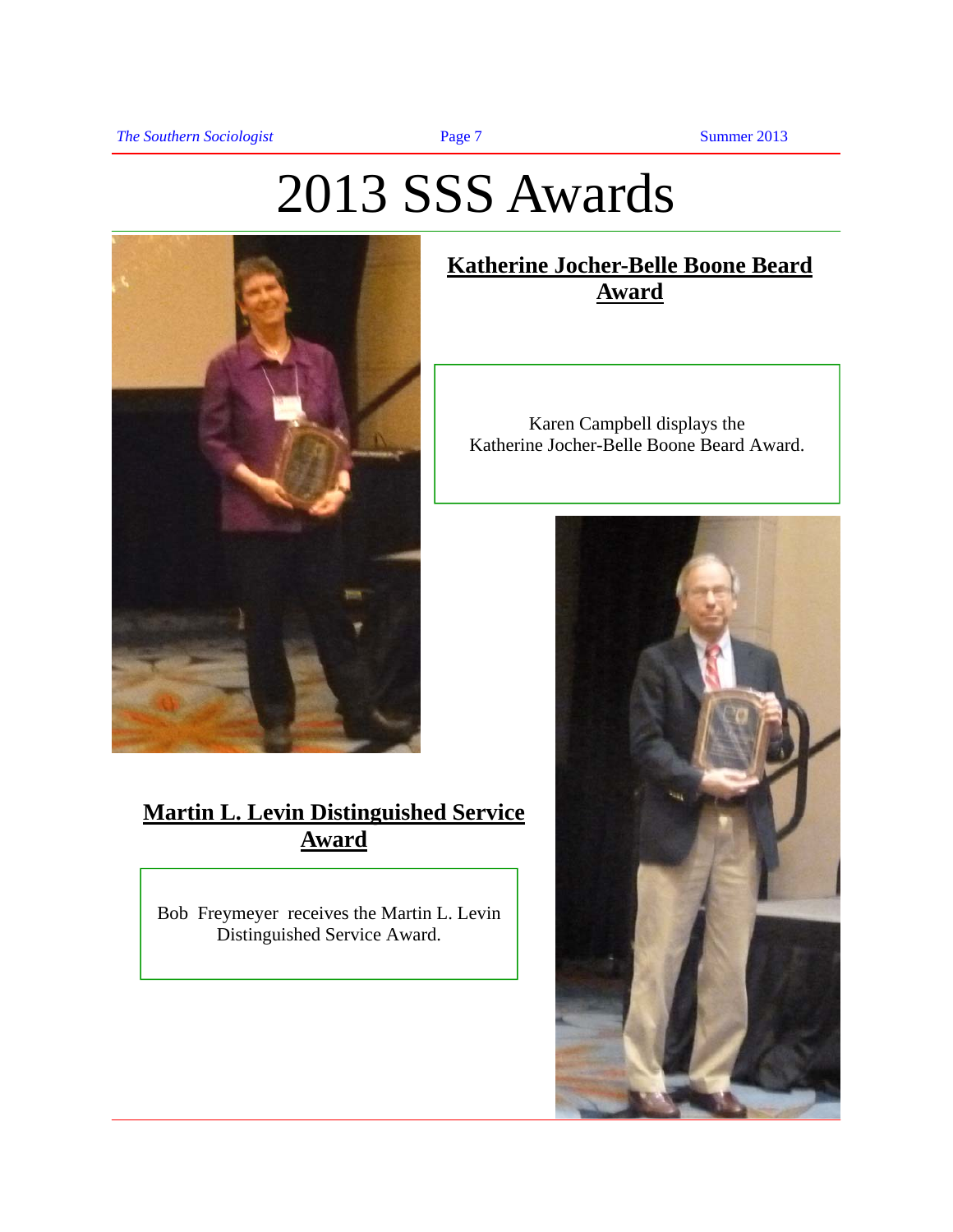# 2013 SSS Awards

## Katherine Jocher-Belle Boone Beard Award

Karen Campbell displays the Katherine Jocher-Belle Boone Beard Award.

## Martin L. Levin Distinguished Service Award

Bob Freymeyer receives the Martin L. Levin Distinguished Service Award.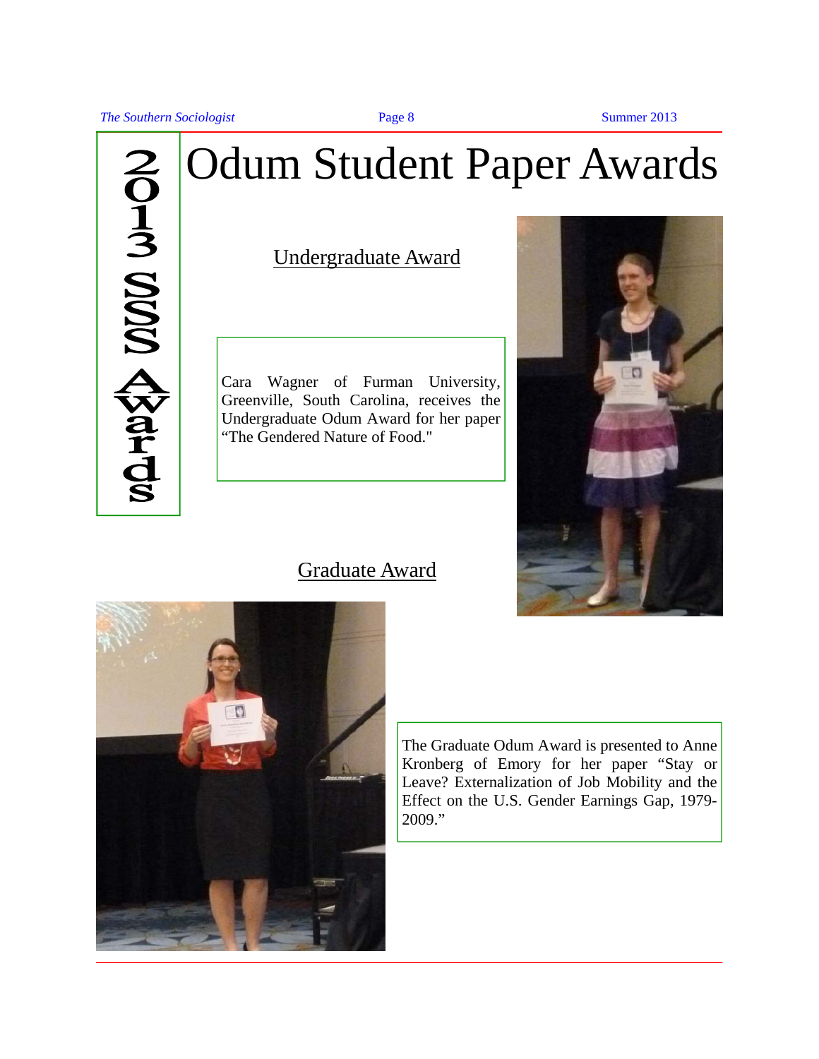2013 SSS Awards

# Odum Student Paper Awards

## Undergraduate Award

Cara Wagner of Furman University, Greenville, South Carolina, receives the Undergraduate Odum Award for her paper "The Gendered Nature of Food."

## Graduate Award

The Graduate Odum Award is presented to Anne Kronberg of Emory for her paper "Stay or Leave? Externalization of Job Mobility and the Effect on the U.S. Gender Earnings Gap, 1979-2009."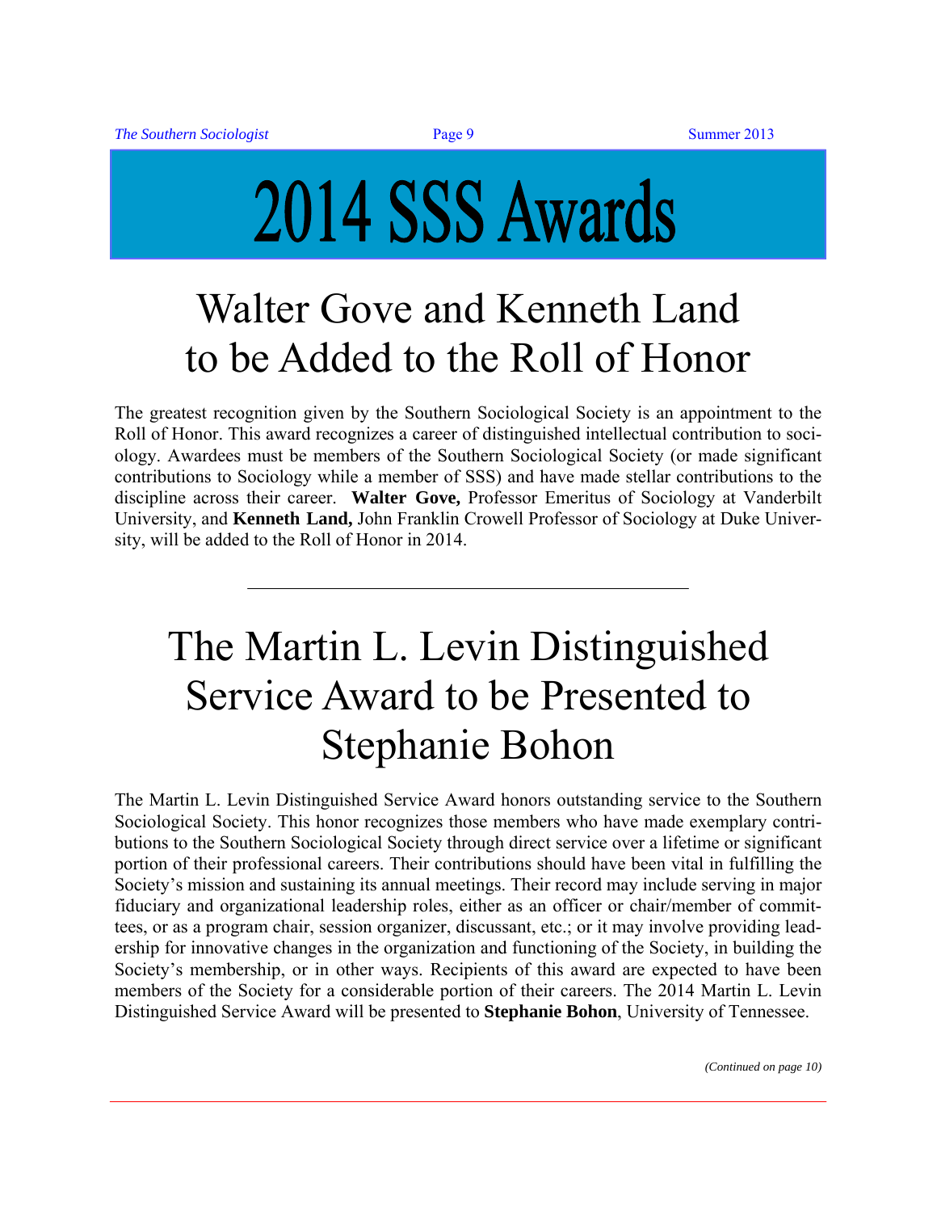# 2014 SSS Awards

## Walter Gove and Kenneth Land to be Added to the Roll of Honor

The greatest recognition given by the Southern Sociological Society is an appointment to the Roll of Honor. This award recognizes a career of distinguished intellectual contribution to sociology. Awardees must be members of the Southern Sociological Society (or made significant contributions to Sociology while a member of SSS) and have made stellar contributions to the discipline across their career. **Walter Gove,** Professor Emeritus of Sociology at Vanderbilt University, and **Kenneth Land,** John Franklin Crowell Professor of Sociology at Duke University, will be added to the Roll of Honor in 2014.

---

## The Martin L. Levin Distinguished Service Award to be Presented to Stephanie Bohon

The Martin L. Levin Distinguished Service Award honors outstanding service to the Southern Sociological Society. This honor recognizes those members who have made exemplary contributions to the Southern Sociological Society through direct service over a lifetime or significant portion of their professional careers. Their contributions should have been vital in fulfilling the Society's mission and sustaining its annual meetings. Their record may include serving in major fiduciary and organizational leadership roles, either as an officer or chair/member of committees, or as a program chair, session organizer, discussant, etc.; or it may involve providing leadership for innovative changes in the organization and functioning of the Society, in building the Society's membership, or in other ways. Recipients of this award are expected to have been members of the Society for a considerable portion of their careers. The 2014 Martin L. Levin Distinguished Service Award will be presented to **Stephanie Bohon**, University of Tennessee.

*(Continued on page 10)*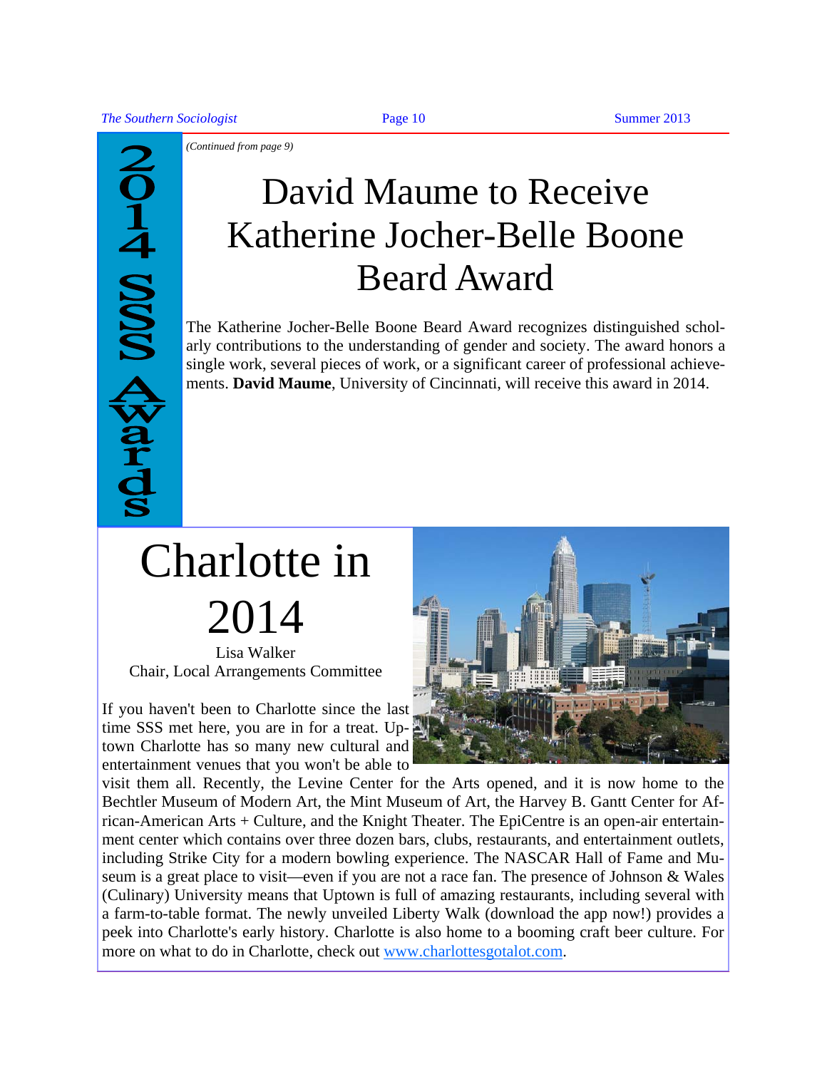2014 SSS Awards

*(Continued from page 9)*

# David Maume to Receive Katherine Jocher-Belle Boone Beard Award

The Katherine Jocher-Belle Boone Beard Award recognizes distinguished scholarly contributions to the understanding of gender and society. The award honors a single work, several pieces of work, or a significant career of professional achievements. **David Maume**, University of Cincinnati, will receive this award in 2014.

# Charlotte in 2014

Lisa Walker
Chair, Local Arrangements Committee

If you haven't been to Charlotte since the last time SSS met here, you are in for a treat. Uptown Charlotte has so many new cultural and entertainment venues that you won't be able to visit them all. Recently, the Levine Center for the Arts opened, and it is now home to the Bechtler Museum of Modern Art, the Mint Museum of Art, the Harvey B. Gantt Center for African-American Arts + Culture, and the Knight Theater. The EpiCentre is an open-air entertainment center which contains over three dozen bars, clubs, restaurants, and entertainment outlets, including Strike City for a modern bowling experience. The NASCAR Hall of Fame and Museum is a great place to visit—even if you are not a race fan. The presence of Johnson & Wales (Culinary) University means that Uptown is full of amazing restaurants, including several with a farm-to-table format. The newly unveiled Liberty Walk (download the app now!) provides a peek into Charlotte's early history. Charlotte is also home to a booming craft beer culture. For more on what to do in Charlotte, check out www.charlottesgotalot.com.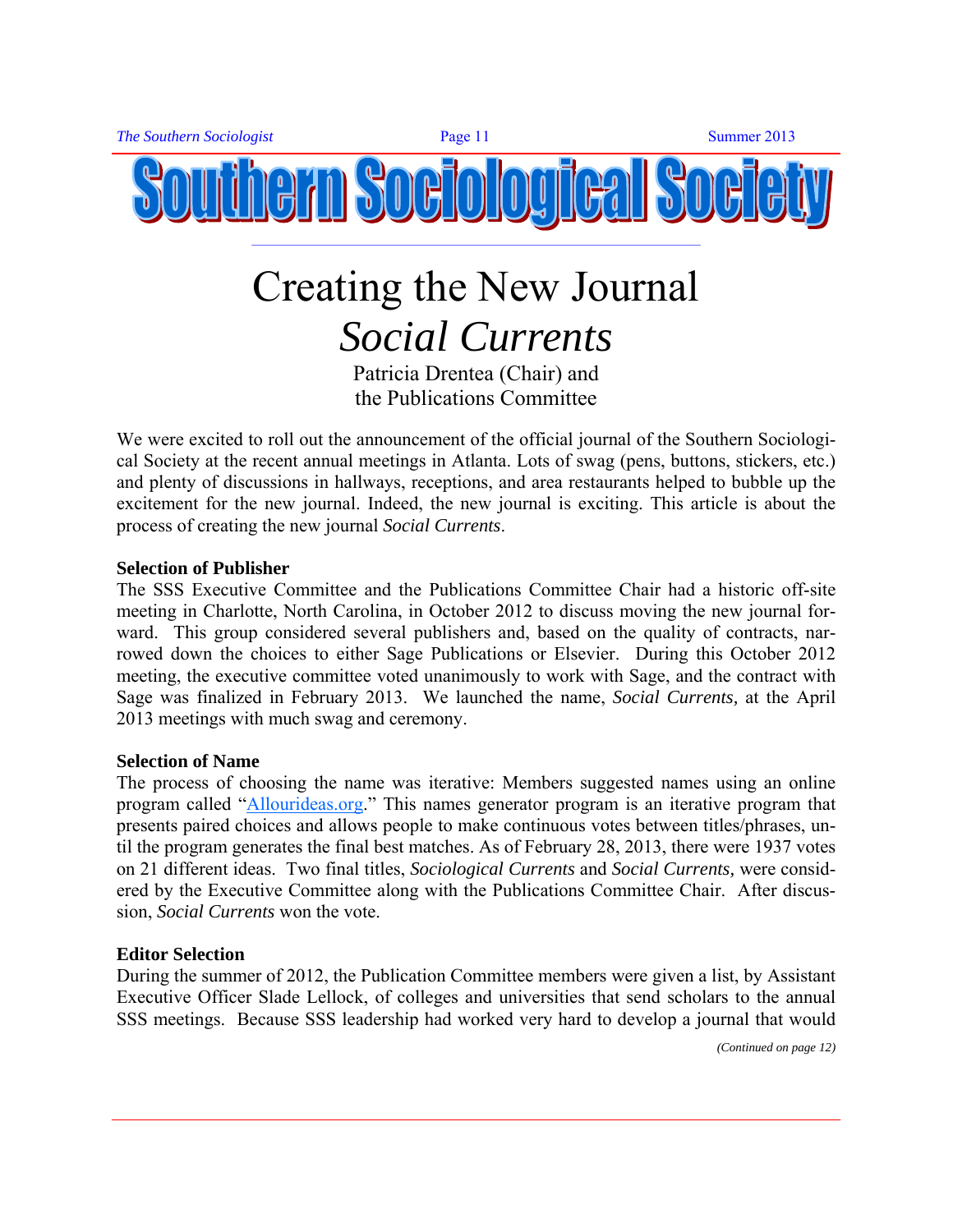# Southern Sociological Society

# Creating the New Journal *Social Currents*

Patricia Drentea (Chair) and
the Publications Committee

We were excited to roll out the announcement of the official journal of the Southern Sociological Society at the recent annual meetings in Atlanta. Lots of swag (pens, buttons, stickers, etc.) and plenty of discussions in hallways, receptions, and area restaurants helped to bubble up the excitement for the new journal. Indeed, the new journal is exciting. This article is about the process of creating the new journal *Social Currents*.

**Selection of Publisher**

The SSS Executive Committee and the Publications Committee Chair had a historic off-site meeting in Charlotte, North Carolina, in October 2012 to discuss moving the new journal forward. This group considered several publishers and, based on the quality of contracts, narrowed down the choices to either Sage Publications or Elsevier. During this October 2012 meeting, the executive committee voted unanimously to work with Sage, and the contract with Sage was finalized in February 2013. We launched the name, *Social Currents,* at the April 2013 meetings with much swag and ceremony.

**Selection of Name**

The process of choosing the name was iterative: Members suggested names using an online program called "[Allourideas.org](http://Allourideas.org)." This names generator program is an iterative program that presents paired choices and allows people to make continuous votes between titles/phrases, until the program generates the final best matches. As of February 28, 2013, there were 1937 votes on 21 different ideas. Two final titles, *Sociological Currents* and *Social Currents,* were considered by the Executive Committee along with the Publications Committee Chair. After discussion, *Social Currents* won the vote.

**Editor Selection**

During the summer of 2012, the Publication Committee members were given a list, by Assistant Executive Officer Slade Lellock, of colleges and universities that send scholars to the annual SSS meetings. Because SSS leadership had worked very hard to develop a journal that would

*(Continued on page 12)*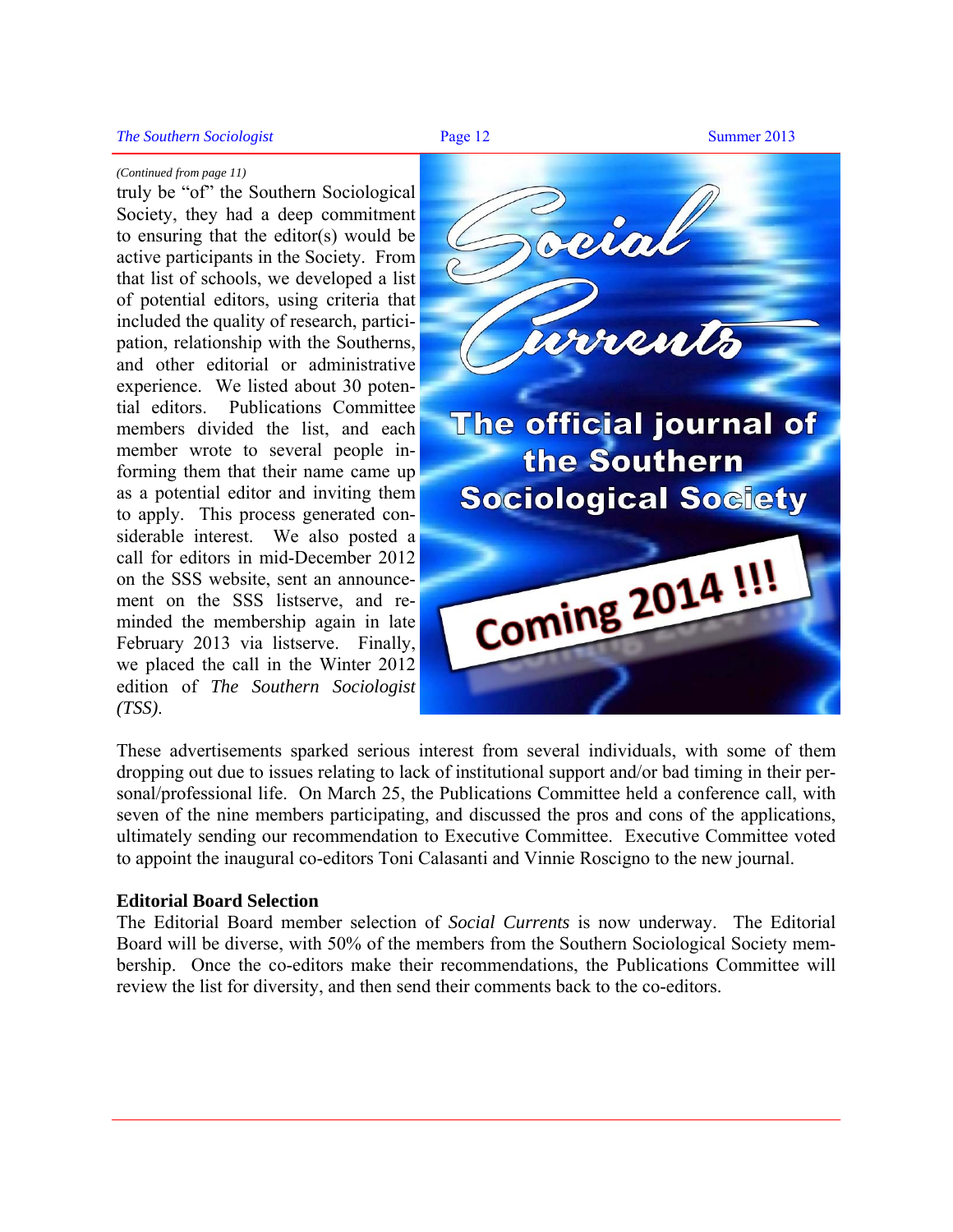*(Continued from page 11)*

truly be "of" the Southern Sociological Society, they had a deep commitment to ensuring that the editor(s) would be active participants in the Society. From that list of schools, we developed a list of potential editors, using criteria that included the quality of research, participation, relationship with the Southerns, and other editorial or administrative experience. We listed about 30 potential editors. Publications Committee members divided the list, and each member wrote to several people informing them that their name came up as a potential editor and inviting them to apply. This process generated considerable interest. We also posted a call for editors in mid-December 2012 on the SSS website, sent an announcement on the SSS listserve, and reminded the membership again in late February 2013 via listserve. Finally, we placed the call in the Winter 2012 edition of *The Southern Sociologist (TSS)*.

Social Currents

The official journal of the Southern Sociological Society

Coming 2014 !!!

These advertisements sparked serious interest from several individuals, with some of them dropping out due to issues relating to lack of institutional support and/or bad timing in their personal/professional life. On March 25, the Publications Committee held a conference call, with seven of the nine members participating, and discussed the pros and cons of the applications, ultimately sending our recommendation to Executive Committee. Executive Committee voted to appoint the inaugural co-editors Toni Calasanti and Vinnie Roscigno to the new journal.

**Editorial Board Selection**

The Editorial Board member selection of *Social Currents* is now underway. The Editorial Board will be diverse, with 50% of the members from the Southern Sociological Society membership. Once the co-editors make their recommendations, the Publications Committee will review the list for diversity, and then send their comments back to the co-editors.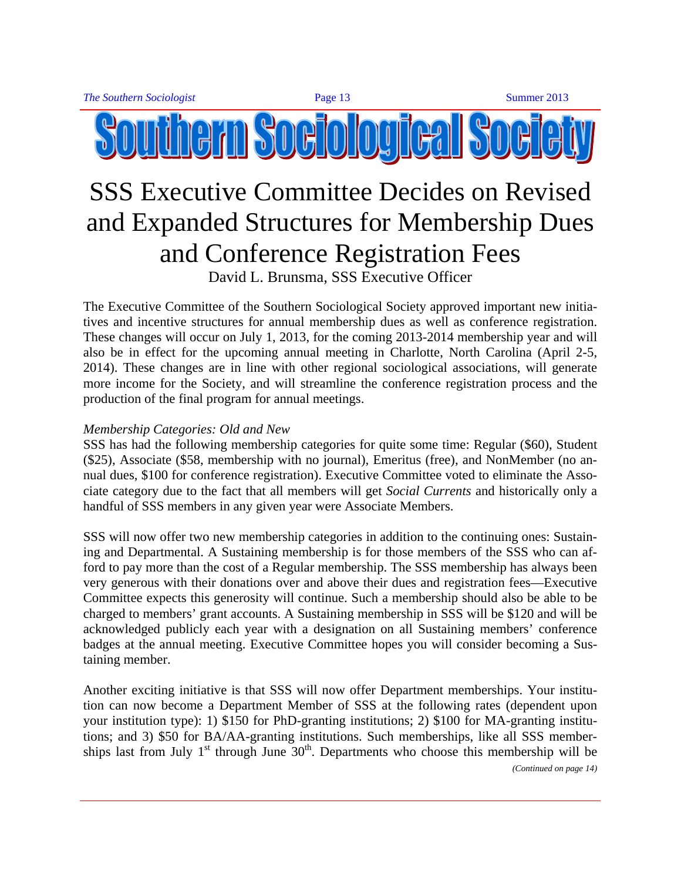# Southern Sociological Society

# SSS Executive Committee Decides on Revised and Expanded Structures for Membership Dues and Conference Registration Fees

David L. Brunsma, SSS Executive Officer

The Executive Committee of the Southern Sociological Society approved important new initiatives and incentive structures for annual membership dues as well as conference registration. These changes will occur on July 1, 2013, for the coming 2013-2014 membership year and will also be in effect for the upcoming annual meeting in Charlotte, North Carolina (April 2-5, 2014). These changes are in line with other regional sociological associations, will generate more income for the Society, and will streamline the conference registration process and the production of the final program for annual meetings.

*Membership Categories: Old and New*

SSS has had the following membership categories for quite some time: Regular ($60), Student ($25), Associate ($58, membership with no journal), Emeritus (free), and NonMember (no annual dues, $100 for conference registration). Executive Committee voted to eliminate the Associate category due to the fact that all members will get *Social Currents* and historically only a handful of SSS members in any given year were Associate Members.

SSS will now offer two new membership categories in addition to the continuing ones: Sustaining and Departmental. A Sustaining membership is for those members of the SSS who can afford to pay more than the cost of a Regular membership. The SSS membership has always been very generous with their donations over and above their dues and registration fees—Executive Committee expects this generosity will continue. Such a membership should also be able to be charged to members' grant accounts. A Sustaining membership in SSS will be $120 and will be acknowledged publicly each year with a designation on all Sustaining members' conference badges at the annual meeting. Executive Committee hopes you will consider becoming a Sustaining member.

Another exciting initiative is that SSS will now offer Department memberships. Your institution can now become a Department Member of SSS at the following rates (dependent upon your institution type): 1) $150 for PhD-granting institutions; 2) $100 for MA-granting institutions; and 3) $50 for BA/AA-granting institutions. Such memberships, like all SSS memberships last from July 1st through June 30th. Departments who choose this membership will be

*(Continued on page 14)*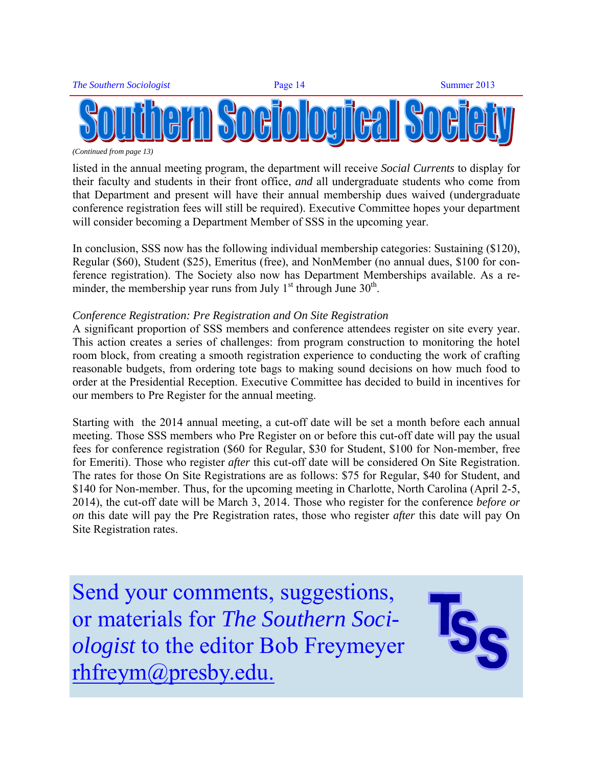# Southern Sociological Society

*(Continued from page 13)*

listed in the annual meeting program, the department will receive *Social Currents* to display for their faculty and students in their front office, *and* all undergraduate students who come from that Department and present will have their annual membership dues waived (undergraduate conference registration fees will still be required). Executive Committee hopes your department will consider becoming a Department Member of SSS in the upcoming year.

In conclusion, SSS now has the following individual membership categories: Sustaining ($120), Regular ($60), Student ($25), Emeritus (free), and NonMember (no annual dues, $100 for conference registration). The Society also now has Department Memberships available. As a reminder, the membership year runs from July 1st through June 30th.

*Conference Registration: Pre Registration and On Site Registration*

A significant proportion of SSS members and conference attendees register on site every year. This action creates a series of challenges: from program construction to monitoring the hotel room block, from creating a smooth registration experience to conducting the work of crafting reasonable budgets, from ordering tote bags to making sound decisions on how much food to order at the Presidential Reception. Executive Committee has decided to build in incentives for our members to Pre Register for the annual meeting.

Starting with the 2014 annual meeting, a cut-off date will be set a month before each annual meeting. Those SSS members who Pre Register on or before this cut-off date will pay the usual fees for conference registration ($60 for Regular, $30 for Student, $100 for Non-member, free for Emeriti). Those who register *after* this cut-off date will be considered On Site Registration. The rates for those On Site Registrations are as follows: $75 for Regular, $40 for Student, and $140 for Non-member. Thus, for the upcoming meeting in Charlotte, North Carolina (April 2-5, 2014), the cut-off date will be March 3, 2014. Those who register for the conference *before or on* this date will pay the Pre Registration rates, those who register *after* this date will pay On Site Registration rates.

Send your comments, suggestions, or materials for *The Southern Sociologist* to the editor Bob Freymeyer rhfreym@presby.edu.

TSS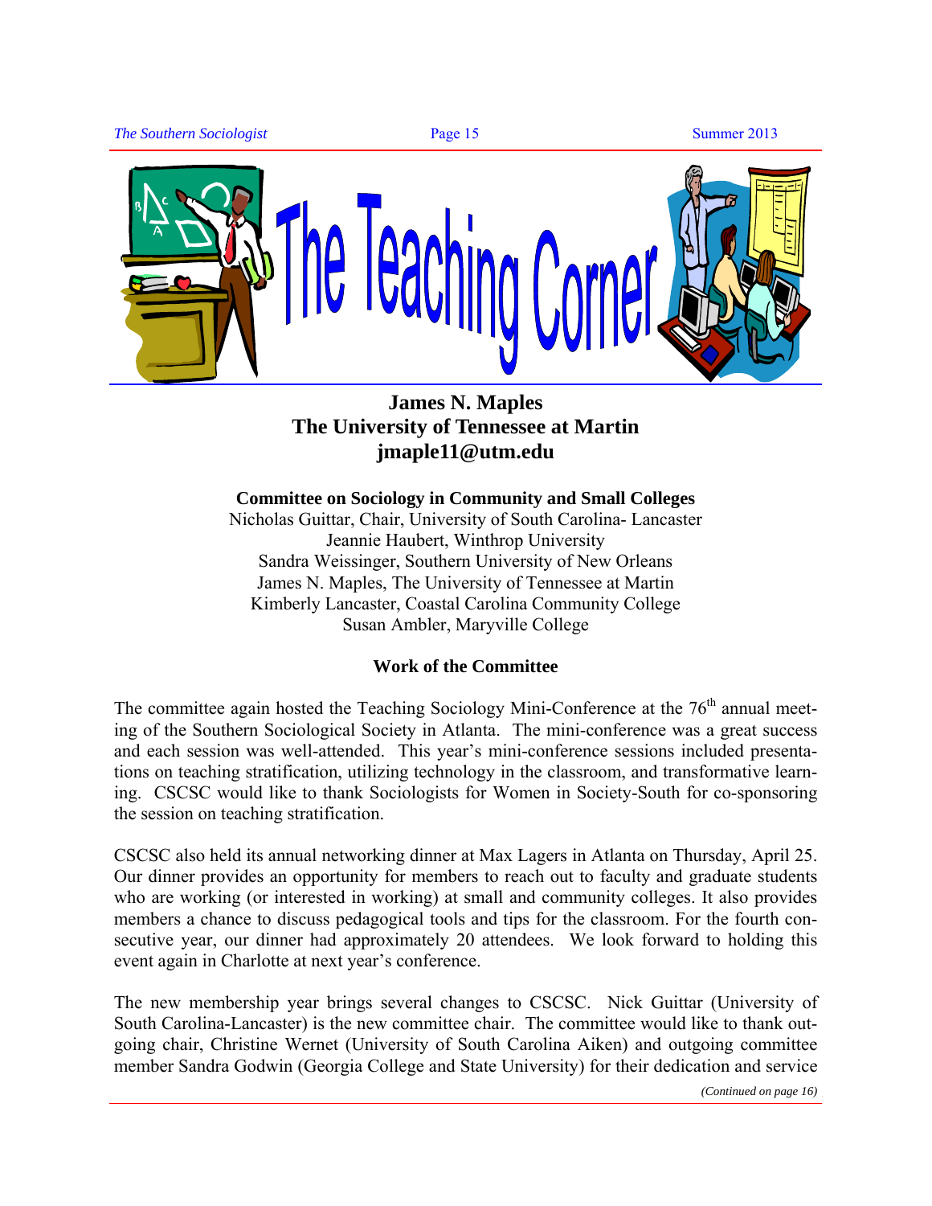# The Teaching Corner

**James N. Maples**
**The University of Tennessee at Martin**
**jmaple11@utm.edu**

**Committee on Sociology in Community and Small Colleges**

Nicholas Guittar, Chair, University of South Carolina- Lancaster
Jeannie Haubert, Winthrop University
Sandra Weissinger, Southern University of New Orleans
James N. Maples, The University of Tennessee at Martin
Kimberly Lancaster, Coastal Carolina Community College
Susan Ambler, Maryville College

## Work of the Committee

The committee again hosted the Teaching Sociology Mini-Conference at the 76th annual meeting of the Southern Sociological Society in Atlanta. The mini-conference was a great success and each session was well-attended. This year's mini-conference sessions included presentations on teaching stratification, utilizing technology in the classroom, and transformative learning. CSCSC would like to thank Sociologists for Women in Society-South for co-sponsoring the session on teaching stratification.

CSCSC also held its annual networking dinner at Max Lagers in Atlanta on Thursday, April 25. Our dinner provides an opportunity for members to reach out to faculty and graduate students who are working (or interested in working) at small and community colleges. It also provides members a chance to discuss pedagogical tools and tips for the classroom. For the fourth consecutive year, our dinner had approximately 20 attendees. We look forward to holding this event again in Charlotte at next year's conference.

The new membership year brings several changes to CSCSC. Nick Guittar (University of South Carolina-Lancaster) is the new committee chair. The committee would like to thank outgoing chair, Christine Wernet (University of South Carolina Aiken) and outgoing committee member Sandra Godwin (Georgia College and State University) for their dedication and service

*(Continued on page 16)*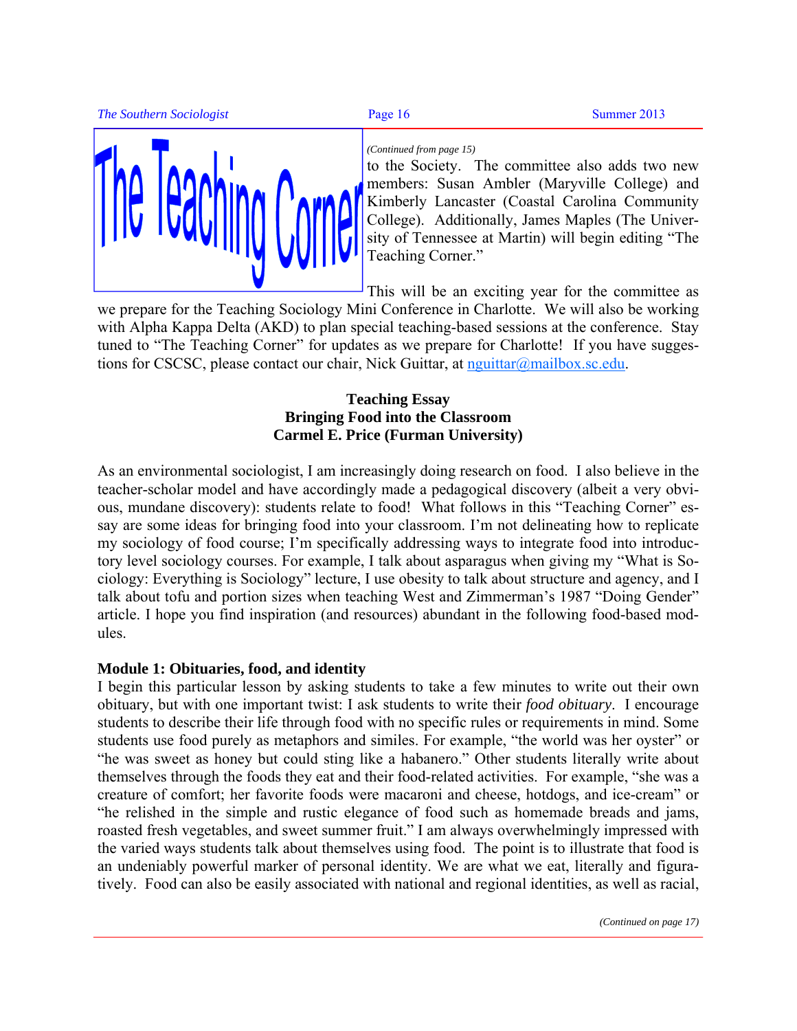# The Teaching Corner

*(Continued from page 15)*

to the Society. The committee also adds two new members: Susan Ambler (Maryville College) and Kimberly Lancaster (Coastal Carolina Community College). Additionally, James Maples (The University of Tennessee at Martin) will begin editing "The Teaching Corner."

This will be an exciting year for the committee as we prepare for the Teaching Sociology Mini Conference in Charlotte. We will also be working with Alpha Kappa Delta (AKD) to plan special teaching-based sessions at the conference. Stay tuned to "The Teaching Corner" for updates as we prepare for Charlotte! If you have suggestions for CSCSC, please contact our chair, Nick Guittar, at nguittar@mailbox.sc.edu.

## Teaching Essay
## Bringing Food into the Classroom
### Carmel E. Price (Furman University)

As an environmental sociologist, I am increasingly doing research on food. I also believe in the teacher-scholar model and have accordingly made a pedagogical discovery (albeit a very obvious, mundane discovery): students relate to food! What follows in this "Teaching Corner" essay are some ideas for bringing food into your classroom. I'm not delineating how to replicate my sociology of food course; I'm specifically addressing ways to integrate food into introductory level sociology courses. For example, I talk about asparagus when giving my "What is Sociology: Everything is Sociology" lecture, I use obesity to talk about structure and agency, and I talk about tofu and portion sizes when teaching West and Zimmerman's 1987 "Doing Gender" article. I hope you find inspiration (and resources) abundant in the following food-based modules.

**Module 1: Obituaries, food, and identity**

I begin this particular lesson by asking students to take a few minutes to write out their own obituary, but with one important twist: I ask students to write their *food obituary*. I encourage students to describe their life through food with no specific rules or requirements in mind. Some students use food purely as metaphors and similes. For example, "the world was her oyster" or "he was sweet as honey but could sting like a habanero." Other students literally write about themselves through the foods they eat and their food-related activities. For example, "she was a creature of comfort; her favorite foods were macaroni and cheese, hotdogs, and ice-cream" or "he relished in the simple and rustic elegance of food such as homemade breads and jams, roasted fresh vegetables, and sweet summer fruit." I am always overwhelmingly impressed with the varied ways students talk about themselves using food. The point is to illustrate that food is an undeniably powerful marker of personal identity. We are what we eat, literally and figuratively. Food can also be easily associated with national and regional identities, as well as racial,

*(Continued on page 17)*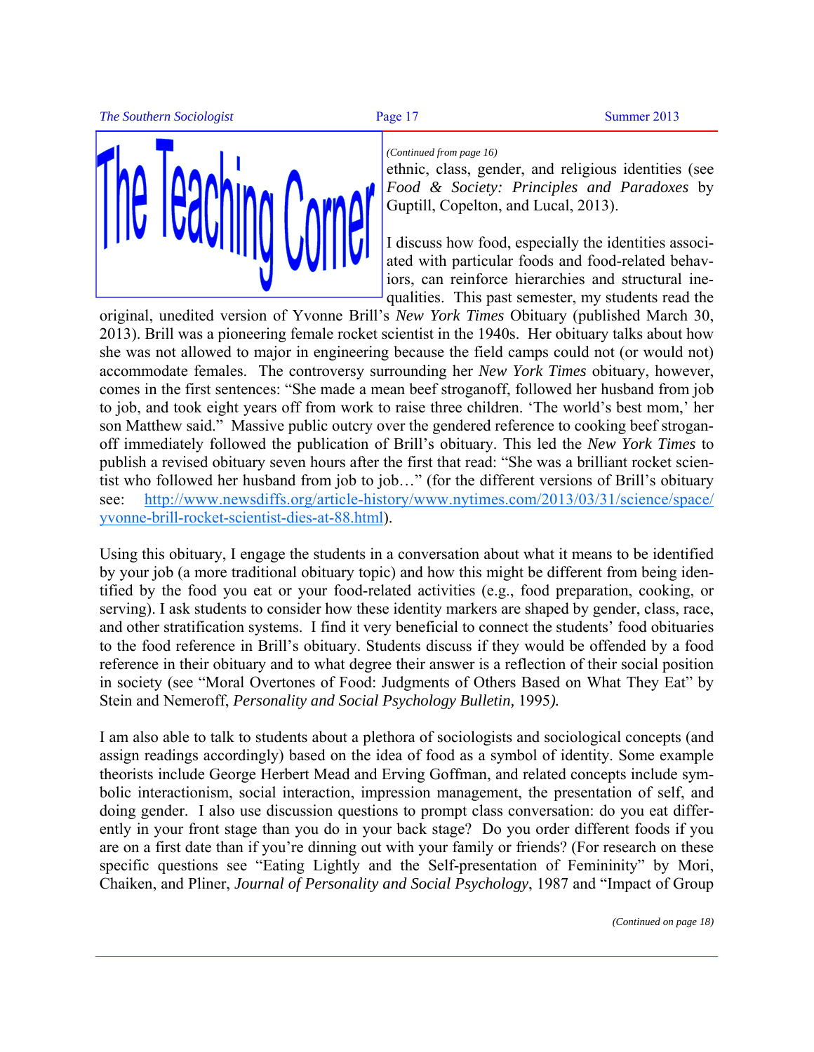# The Teaching Corner

*(Continued from page 16)*

ethnic, class, gender, and religious identities (see *Food & Society: Principles and Paradoxes* by Guptill, Copelton, and Lucal, 2013).

I discuss how food, especially the identities associated with particular foods and food-related behaviors, can reinforce hierarchies and structural inequalities. This past semester, my students read the original, unedited version of Yvonne Brill's *New York Times* Obituary (published March 30, 2013). Brill was a pioneering female rocket scientist in the 1940s. Her obituary talks about how she was not allowed to major in engineering because the field camps could not (or would not) accommodate females. The controversy surrounding her *New York Times* obituary, however, comes in the first sentences: "She made a mean beef stroganoff, followed her husband from job to job, and took eight years off from work to raise three children. 'The world's best mom,' her son Matthew said." Massive public outcry over the gendered reference to cooking beef stroganoff immediately followed the publication of Brill's obituary. This led the *New York Times* to publish a revised obituary seven hours after the first that read: "She was a brilliant rocket scientist who followed her husband from job to job…" (for the different versions of Brill's obituary see: http://www.newsdiffs.org/article-history/www.nytimes.com/2013/03/31/science/space/yvonne-brill-rocket-scientist-dies-at-88.html).

Using this obituary, I engage the students in a conversation about what it means to be identified by your job (a more traditional obituary topic) and how this might be different from being identified by the food you eat or your food-related activities (e.g., food preparation, cooking, or serving). I ask students to consider how these identity markers are shaped by gender, class, race, and other stratification systems. I find it very beneficial to connect the students' food obituaries to the food reference in Brill's obituary. Students discuss if they would be offended by a food reference in their obituary and to what degree their answer is a reflection of their social position in society (see "Moral Overtones of Food: Judgments of Others Based on What They Eat" by Stein and Nemeroff, *Personality and Social Psychology Bulletin*, 1995).

I am also able to talk to students about a plethora of sociologists and sociological concepts (and assign readings accordingly) based on the idea of food as a symbol of identity. Some example theorists include George Herbert Mead and Erving Goffman, and related concepts include symbolic interactionism, social interaction, impression management, the presentation of self, and doing gender. I also use discussion questions to prompt class conversation: do you eat differently in your front stage than you do in your back stage? Do you order different foods if you are on a first date than if you're dinning out with your family or friends? (For research on these specific questions see "Eating Lightly and the Self-presentation of Femininity" by Mori, Chaiken, and Pliner, *Journal of Personality and Social Psychology*, 1987 and "Impact of Group

*(Continued on page 18)*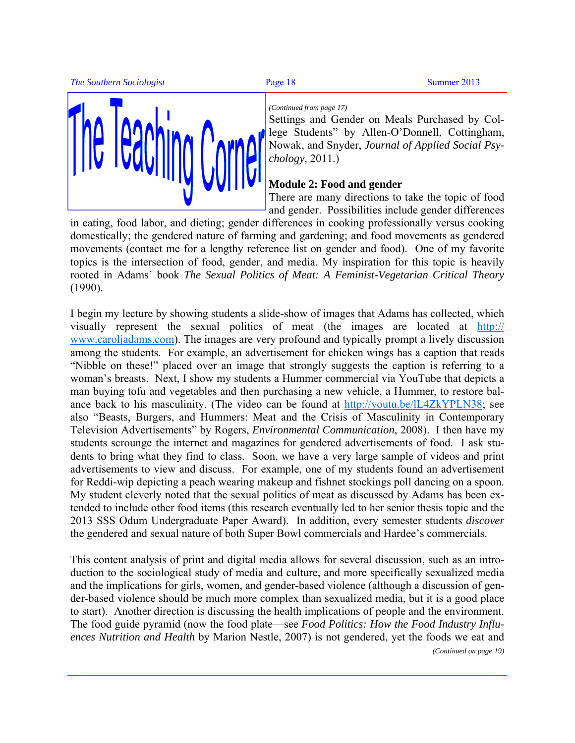# The Teaching Corner

*(Continued from page 17)*

Settings and Gender on Meals Purchased by College Students" by Allen-O'Donnell, Cottingham, Nowak, and Snyder, *Journal of Applied Social Psychology*, 2011.)

**Module 2: Food and gender**

There are many directions to take the topic of food and gender. Possibilities include gender differences in eating, food labor, and dieting; gender differences in cooking professionally versus cooking domestically; the gendered nature of farming and gardening; and food movements as gendered movements (contact me for a lengthy reference list on gender and food). One of my favorite topics is the intersection of food, gender, and media. My inspiration for this topic is heavily rooted in Adams' book *The Sexual Politics of Meat: A Feminist-Vegetarian Critical Theory* (1990).

I begin my lecture by showing students a slide-show of images that Adams has collected, which visually represent the sexual politics of meat (the images are located at http://www.caroljadams.com). The images are very profound and typically prompt a lively discussion among the students. For example, an advertisement for chicken wings has a caption that reads "Nibble on these!" placed over an image that strongly suggests the caption is referring to a woman's breasts. Next, I show my students a Hummer commercial via YouTube that depicts a man buying tofu and vegetables and then purchasing a new vehicle, a Hummer, to restore balance back to his masculinity. (The video can be found at http://youtu.be/lL4ZkYPLN38; see also "Beasts, Burgers, and Hummers: Meat and the Crisis of Masculinity in Contemporary Television Advertisements" by Rogers, *Environmental Communication*, 2008). I then have my students scrounge the internet and magazines for gendered advertisements of food. I ask students to bring what they find to class. Soon, we have a very large sample of videos and print advertisements to view and discuss. For example, one of my students found an advertisement for Reddi-wip depicting a peach wearing makeup and fishnet stockings poll dancing on a spoon. My student cleverly noted that the sexual politics of meat as discussed by Adams has been extended to include other food items (this research eventually led to her senior thesis topic and the 2013 SSS Odum Undergraduate Paper Award). In addition, every semester students *discover* the gendered and sexual nature of both Super Bowl commercials and Hardee's commercials.

This content analysis of print and digital media allows for several discussion, such as an introduction to the sociological study of media and culture, and more specifically sexualized media and the implications for girls, women, and gender-based violence (although a discussion of gender-based violence should be much more complex than sexualized media, but it is a good place to start). Another direction is discussing the health implications of people and the environment. The food guide pyramid (now the food plate—see *Food Politics: How the Food Industry Influences Nutrition and Health* by Marion Nestle, 2007) is not gendered, yet the foods we eat and

*(Continued on page 19)*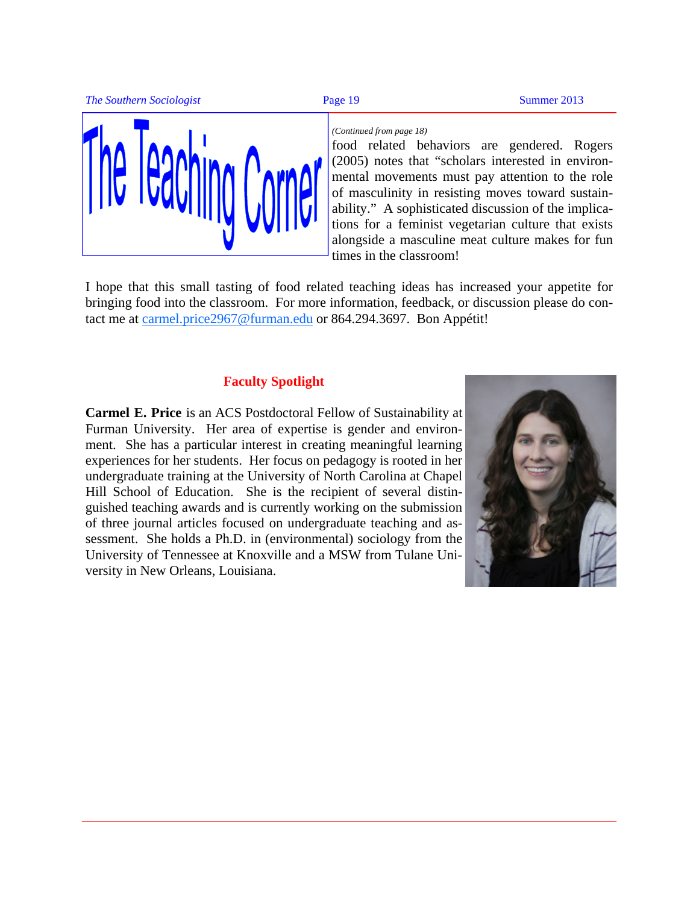# The Teaching Corner

*(Continued from page 18)*

food related behaviors are gendered. Rogers (2005) notes that "scholars interested in environmental movements must pay attention to the role of masculinity in resisting moves toward sustainability." A sophisticated discussion of the implications for a feminist vegetarian culture that exists alongside a masculine meat culture makes for fun times in the classroom!

I hope that this small tasting of food related teaching ideas has increased your appetite for bringing food into the classroom. For more information, feedback, or discussion please do contact me at carmel.price2967@furman.edu or 864.294.3697. Bon Appétit!

## Faculty Spotlight

**Carmel E. Price** is an ACS Postdoctoral Fellow of Sustainability at Furman University. Her area of expertise is gender and environment. She has a particular interest in creating meaningful learning experiences for her students. Her focus on pedagogy is rooted in her undergraduate training at the University of North Carolina at Chapel Hill School of Education. She is the recipient of several distinguished teaching awards and is currently working on the submission of three journal articles focused on undergraduate teaching and assessment. She holds a Ph.D. in (environmental) sociology from the University of Tennessee at Knoxville and a MSW from Tulane University in New Orleans, Louisiana.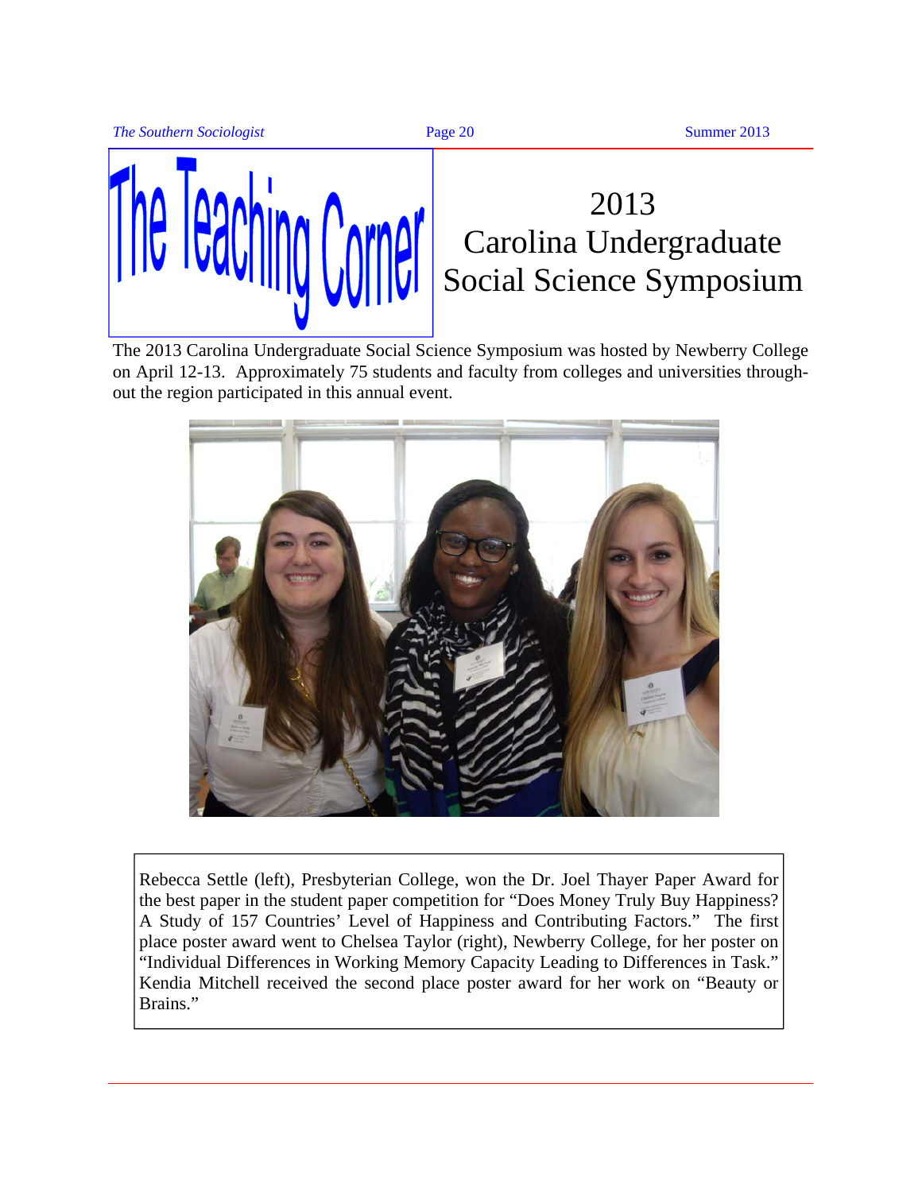# The Teaching Corner

## 2013 Carolina Undergraduate Social Science Symposium

The 2013 Carolina Undergraduate Social Science Symposium was hosted by Newberry College on April 12-13. Approximately 75 students and faculty from colleges and universities throughout the region participated in this annual event.

Rebecca Settle (left), Presbyterian College, won the Dr. Joel Thayer Paper Award for the best paper in the student paper competition for "Does Money Truly Buy Happiness? A Study of 157 Countries' Level of Happiness and Contributing Factors." The first place poster award went to Chelsea Taylor (right), Newberry College, for her poster on "Individual Differences in Working Memory Capacity Leading to Differences in Task." Kendia Mitchell received the second place poster award for her work on "Beauty or Brains."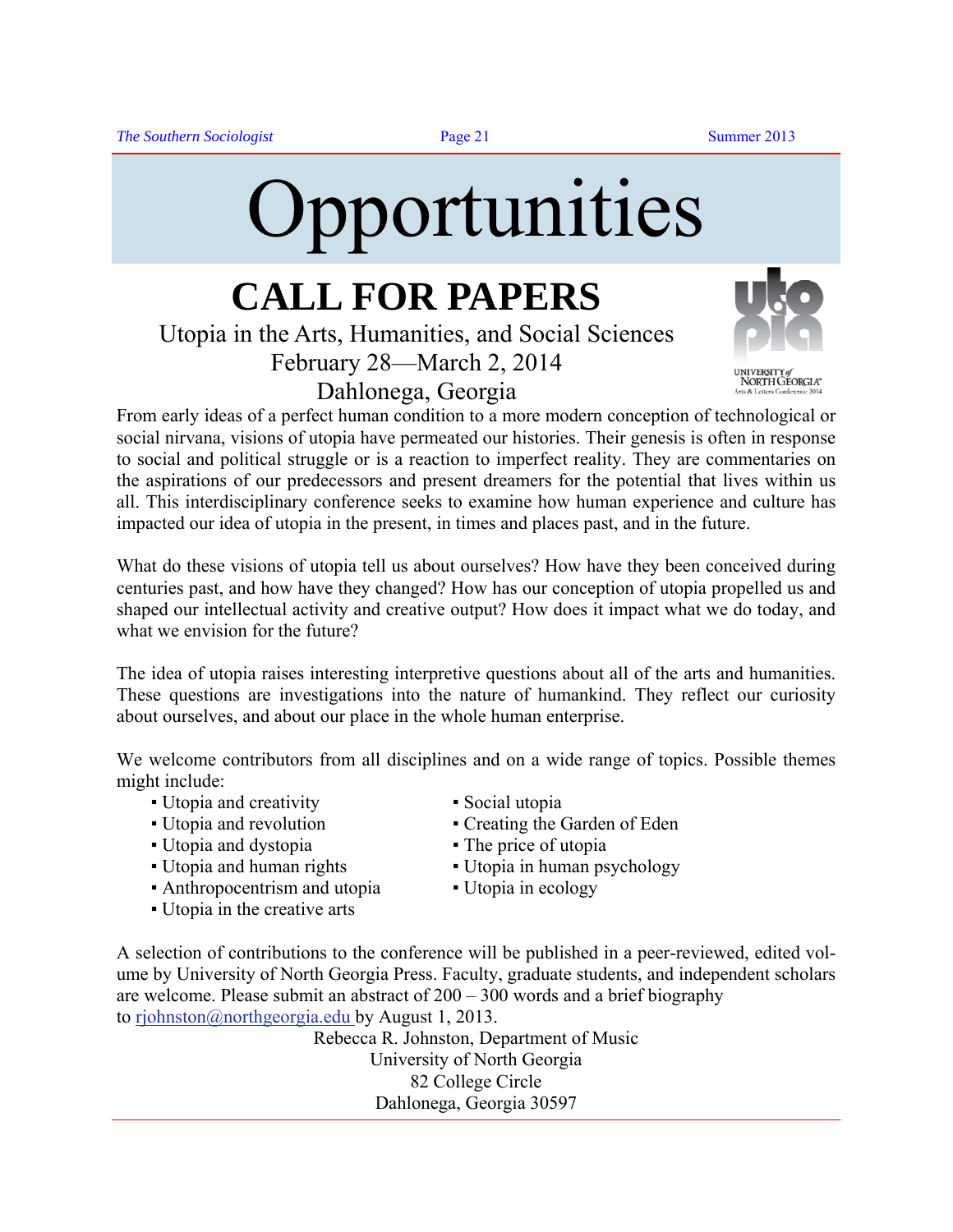# Opportunities

## CALL FOR PAPERS

Utopia in the Arts, Humanities, and Social Sciences
February 28—March 2, 2014
Dahlonega, Georgia

From early ideas of a perfect human condition to a more modern conception of technological or social nirvana, visions of utopia have permeated our histories. Their genesis is often in response to social and political struggle or is a reaction to imperfect reality. They are commentaries on the aspirations of our predecessors and present dreamers for the potential that lives within us all. This interdisciplinary conference seeks to examine how human experience and culture has impacted our idea of utopia in the present, in times and places past, and in the future.

What do these visions of utopia tell us about ourselves? How have they been conceived during centuries past, and how have they changed? How has our conception of utopia propelled us and shaped our intellectual activity and creative output? How does it impact what we do today, and what we envision for the future?

The idea of utopia raises interesting interpretive questions about all of the arts and humanities. These questions are investigations into the nature of humankind. They reflect our curiosity about ourselves, and about our place in the whole human enterprise.

We welcome contributors from all disciplines and on a wide range of topics. Possible themes might include:

- Utopia and creativity
- Utopia and revolution
- Utopia and dystopia
- Utopia and human rights
- Anthropocentrism and utopia
- Utopia in the creative arts
- Social utopia
- Creating the Garden of Eden
- The price of utopia
- Utopia in human psychology
- Utopia in ecology

A selection of contributions to the conference will be published in a peer-reviewed, edited volume by University of North Georgia Press. Faculty, graduate students, and independent scholars are welcome. Please submit an abstract of 200 – 300 words and a brief biography to rjohnston@northgeorgia.edu by August 1, 2013.

Rebecca R. Johnston, Department of Music
University of North Georgia
82 College Circle
Dahlonega, Georgia 30597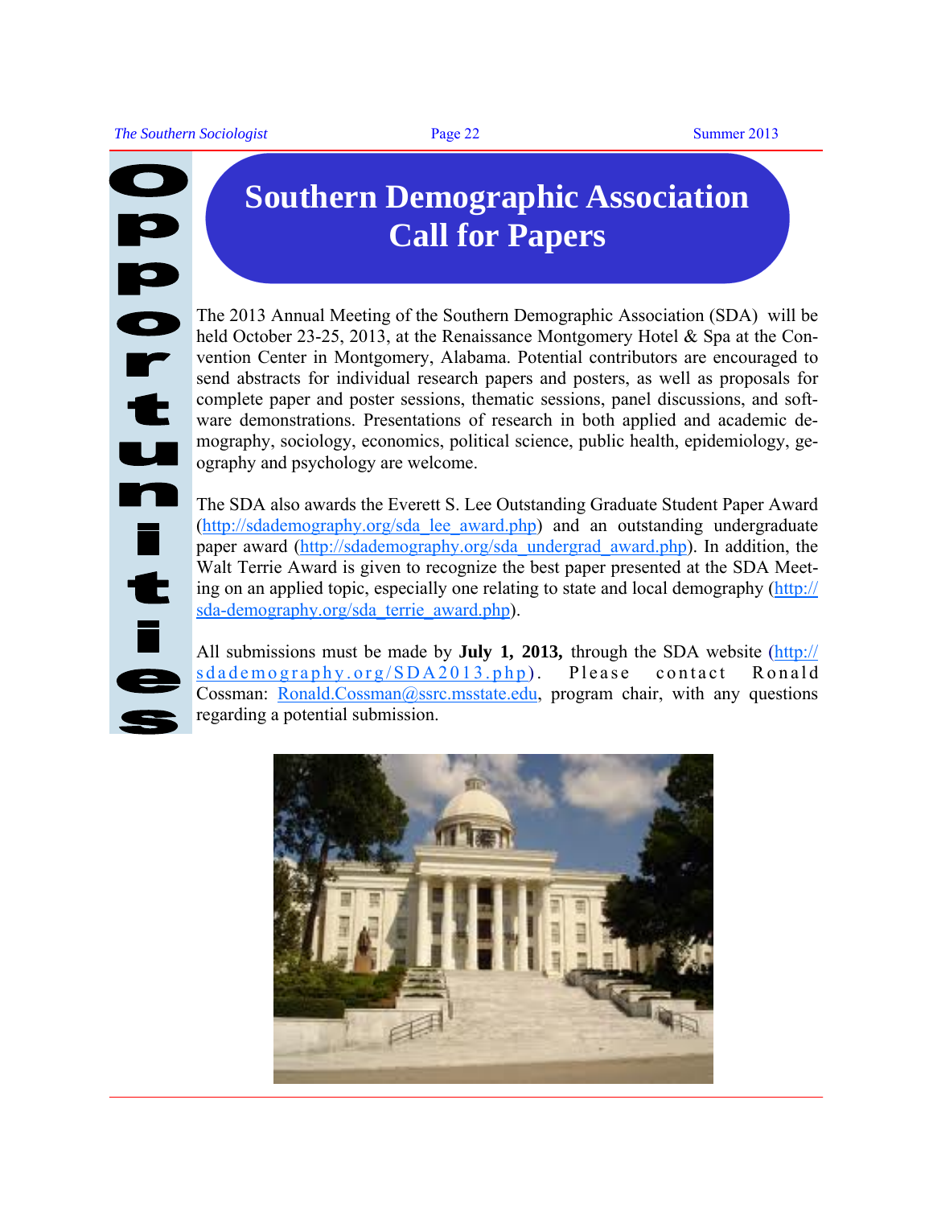# Southern Demographic Association Call for Papers

The 2013 Annual Meeting of the Southern Demographic Association (SDA) will be held October 23-25, 2013, at the Renaissance Montgomery Hotel & Spa at the Convention Center in Montgomery, Alabama. Potential contributors are encouraged to send abstracts for individual research papers and posters, as well as proposals for complete paper and poster sessions, thematic sessions, panel discussions, and software demonstrations. Presentations of research in both applied and academic demography, sociology, economics, political science, public health, epidemiology, geography and psychology are welcome.

The SDA also awards the Everett S. Lee Outstanding Graduate Student Paper Award (http://sdademography.org/sda_lee_award.php) and an outstanding undergraduate paper award (http://sdademography.org/sda_undergrad_award.php). In addition, the Walt Terrie Award is given to recognize the best paper presented at the SDA Meeting on an applied topic, especially one relating to state and local demography (http://sda-demography.org/sda_terrie_award.php).

All submissions must be made by **July 1, 2013,** through the SDA website (http://sdademography.org/SDA2013.php). Please contact Ronald Cossman: Ronald.Cossman@ssrc.msstate.edu, program chair, with any questions regarding a potential submission.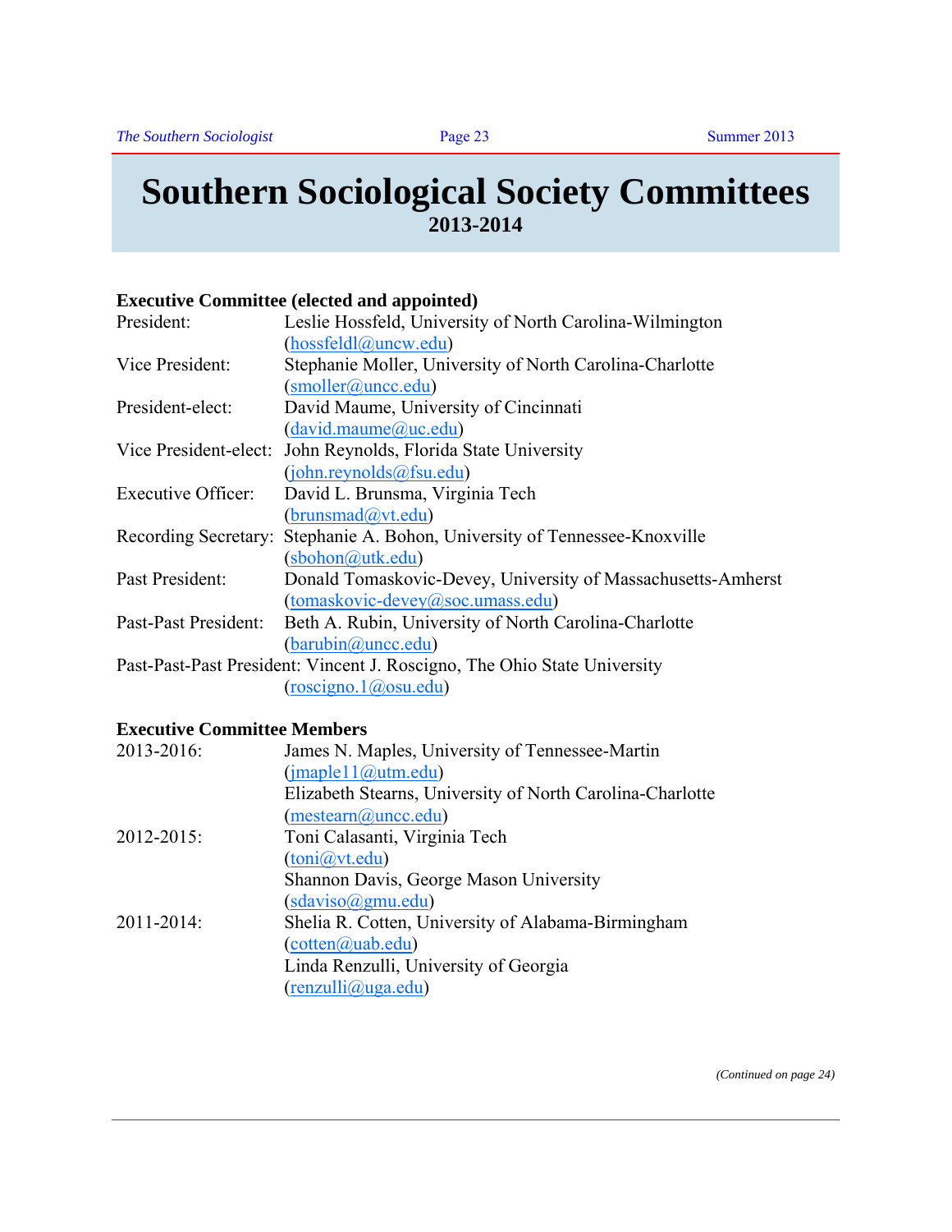# Southern Sociological Society Committees

## 2013-2014

**Executive Committee (elected and appointed)**

President: Leslie Hossfeld, University of North Carolina-Wilmington (hossfeldl@uncw.edu)

Vice President: Stephanie Moller, University of North Carolina-Charlotte (smoller@uncc.edu)

President-elect: David Maume, University of Cincinnati (david.maume@uc.edu)

Vice President-elect: John Reynolds, Florida State University (john.reynolds@fsu.edu)

Executive Officer: David L. Brunsma, Virginia Tech (brunsmad@vt.edu)

Recording Secretary: Stephanie A. Bohon, University of Tennessee-Knoxville (sbohon@utk.edu)

Past President: Donald Tomaskovic-Devey, University of Massachusetts-Amherst (tomaskovic-devey@soc.umass.edu)

Past-Past President: Beth A. Rubin, University of North Carolina-Charlotte (barubin@uncc.edu)

Past-Past-Past President: Vincent J. Roscigno, The Ohio State University (roscigno.1@osu.edu)

**Executive Committee Members**

2013-2016:
- James N. Maples, University of Tennessee-Martin (jmaple11@utm.edu)
- Elizabeth Stearns, University of North Carolina-Charlotte (mestearn@uncc.edu)

2012-2015:
- Toni Calasanti, Virginia Tech (toni@vt.edu)
- Shannon Davis, George Mason University (sdaviso@gmu.edu)

2011-2014:
- Shelia R. Cotten, University of Alabama-Birmingham (cotten@uab.edu)
- Linda Renzulli, University of Georgia (renzulli@uga.edu)

*(Continued on page 24)*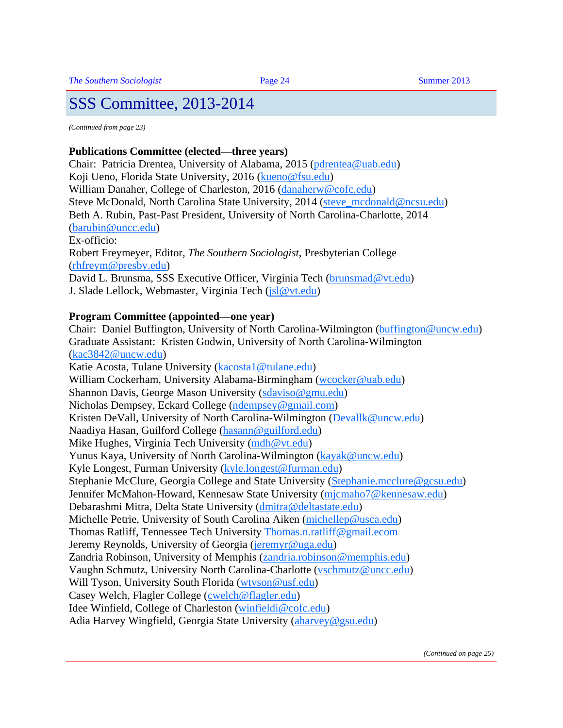# SSS Committee, 2013-2014

*(Continued from page 23)*

**Publications Committee (elected—three years)**
Chair: Patricia Drentea, University of Alabama, 2015 (pdrentea@uab.edu)
Koji Ueno, Florida State University, 2016 (kueno@fsu.edu)
William Danaher, College of Charleston, 2016 (danaherw@cofc.edu)
Steve McDonald, North Carolina State University, 2014 (steve_mcdonald@ncsu.edu)
Beth A. Rubin, Past-Past President, University of North Carolina-Charlotte, 2014 (barubin@uncc.edu)
Ex-officio:
Robert Freymeyer, Editor, *The Southern Sociologist*, Presbyterian College (rhfreym@presby.edu)
David L. Brunsma, SSS Executive Officer, Virginia Tech (brunsmad@vt.edu)
J. Slade Lellock, Webmaster, Virginia Tech (jsl@vt.edu)

**Program Committee (appointed—one year)**
Chair: Daniel Buffington, University of North Carolina-Wilmington (buffington@uncw.edu)
Graduate Assistant: Kristen Godwin, University of North Carolina-Wilmington (kac3842@uncw.edu)
Katie Acosta, Tulane University (kacosta1@tulane.edu)
William Cockerham, University Alabama-Birmingham (wcocker@uab.edu)
Shannon Davis, George Mason University (sdaviso@gmu.edu)
Nicholas Dempsey, Eckard College (ndempsey@gmail.com)
Kristen DeVall, University of North Carolina-Wilmington (Devallk@uncw.edu)
Naadiya Hasan, Guilford College (hasann@guilford.edu)
Mike Hughes, Virginia Tech University (mdh@vt.edu)
Yunus Kaya, University of North Carolina-Wilmington (kayak@uncw.edu)
Kyle Longest, Furman University (kyle.longest@furman.edu)
Stephanie McClure, Georgia College and State University (Stephanie.mcclure@gcsu.edu)
Jennifer McMahon-Howard, Kennesaw State University (mjcmaho7@kennesaw.edu)
Debarashmi Mitra, Delta State University (dmitra@deltastate.edu)
Michelle Petrie, University of South Carolina Aiken (michellep@usca.edu)
Thomas Ratliff, Tennessee Tech University Thomas.n.ratliff@gmail.ecom
Jeremy Reynolds, University of Georgia (jeremyr@uga.edu)
Zandria Robinson, University of Memphis (zandria.robinson@memphis.edu)
Vaughn Schmutz, University North Carolina-Charlotte (vschmutz@uncc.edu)
Will Tyson, University South Florida (wtyson@usf.edu)
Casey Welch, Flagler College (cwelch@flagler.edu)
Idee Winfield, College of Charleston (winfieldi@cofc.edu)
Adia Harvey Wingfield, Georgia State University (aharvey@gsu.edu)

*(Continued on page 25)*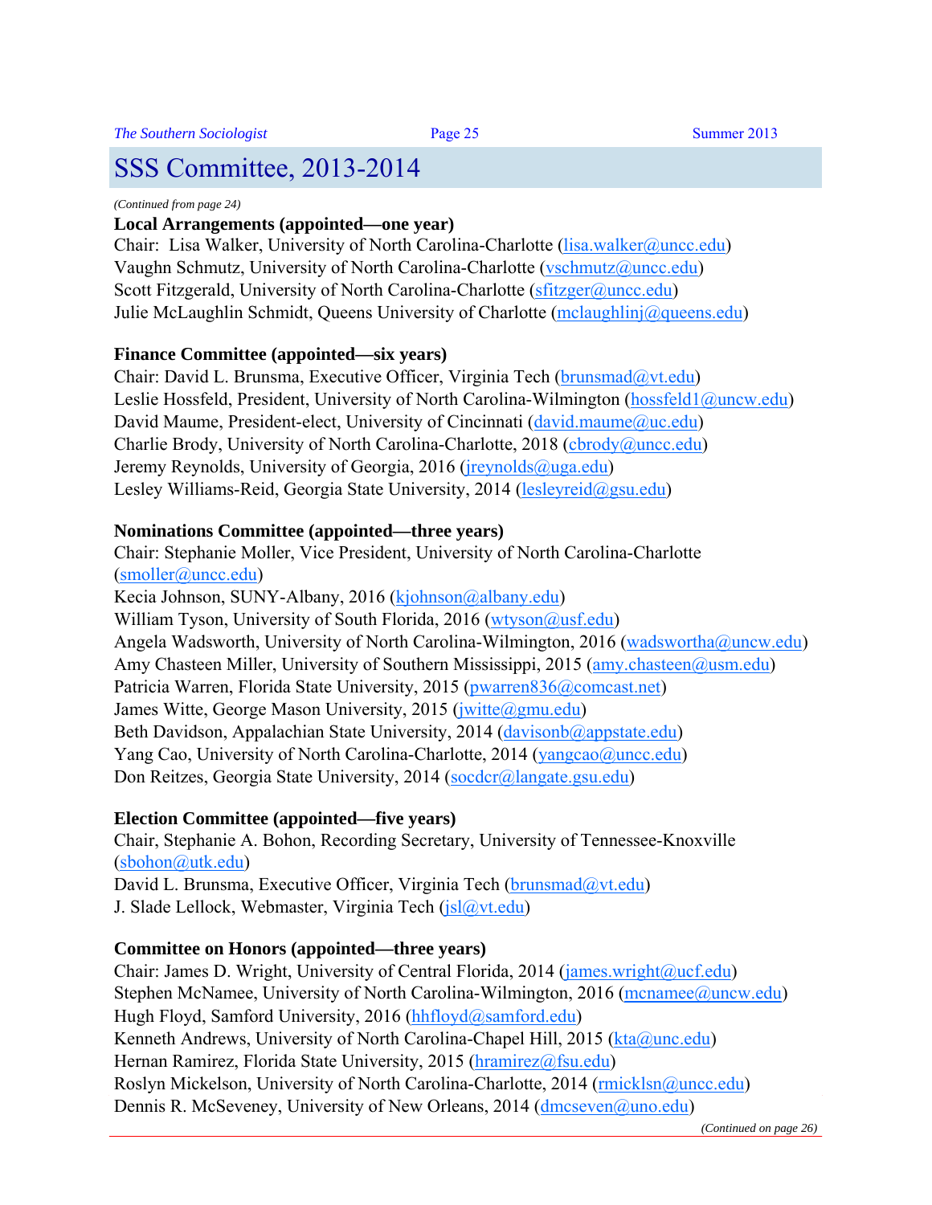# SSS Committee, 2013-2014

*(Continued from page 24)*

**Local Arrangements (appointed—one year)**

Chair: Lisa Walker, University of North Carolina-Charlotte (lisa.walker@uncc.edu)
Vaughn Schmutz, University of North Carolina-Charlotte (vschmutz@uncc.edu)
Scott Fitzgerald, University of North Carolina-Charlotte (sfitzger@uncc.edu)
Julie McLaughlin Schmidt, Queens University of Charlotte (mclaughlinj@queens.edu)

**Finance Committee (appointed—six years)**

Chair: David L. Brunsma, Executive Officer, Virginia Tech (brunsmad@vt.edu)
Leslie Hossfeld, President, University of North Carolina-Wilmington (hossfeld1@uncw.edu)
David Maume, President-elect, University of Cincinnati (david.maume@uc.edu)
Charlie Brody, University of North Carolina-Charlotte, 2018 (cbrody@uncc.edu)
Jeremy Reynolds, University of Georgia, 2016 (jreynolds@uga.edu)
Lesley Williams-Reid, Georgia State University, 2014 (lesleyreid@gsu.edu)

**Nominations Committee (appointed—three years)**

Chair: Stephanie Moller, Vice President, University of North Carolina-Charlotte (smoller@uncc.edu)
Kecia Johnson, SUNY-Albany, 2016 (kjohnson@albany.edu)
William Tyson, University of South Florida, 2016 (wtyson@usf.edu)
Angela Wadsworth, University of North Carolina-Wilmington, 2016 (wadswortha@uncw.edu)
Amy Chasteen Miller, University of Southern Mississippi, 2015 (amy.chasteen@usm.edu)
Patricia Warren, Florida State University, 2015 (pwarren836@comcast.net)
James Witte, George Mason University, 2015 (jwitte@gmu.edu)
Beth Davidson, Appalachian State University, 2014 (davisonb@appstate.edu)
Yang Cao, University of North Carolina-Charlotte, 2014 (yangcao@uncc.edu)
Don Reitzes, Georgia State University, 2014 (socdcr@langate.gsu.edu)

**Election Committee (appointed—five years)**

Chair, Stephanie A. Bohon, Recording Secretary, University of Tennessee-Knoxville (sbohon@utk.edu)
David L. Brunsma, Executive Officer, Virginia Tech (brunsmad@vt.edu)
J. Slade Lellock, Webmaster, Virginia Tech (jsl@vt.edu)

**Committee on Honors (appointed—three years)**

Chair: James D. Wright, University of Central Florida, 2014 (james.wright@ucf.edu)
Stephen McNamee, University of North Carolina-Wilmington, 2016 (mcnamee@uncw.edu)
Hugh Floyd, Samford University, 2016 (hhfloyd@samford.edu)
Kenneth Andrews, University of North Carolina-Chapel Hill, 2015 (kta@unc.edu)
Hernan Ramirez, Florida State University, 2015 (hramirez@fsu.edu)
Roslyn Mickelson, University of North Carolina-Charlotte, 2014 (rmicklsn@uncc.edu)
Dennis R. McSeveney, University of New Orleans, 2014 (dmcseven@uno.edu)

*(Continued on page 26)*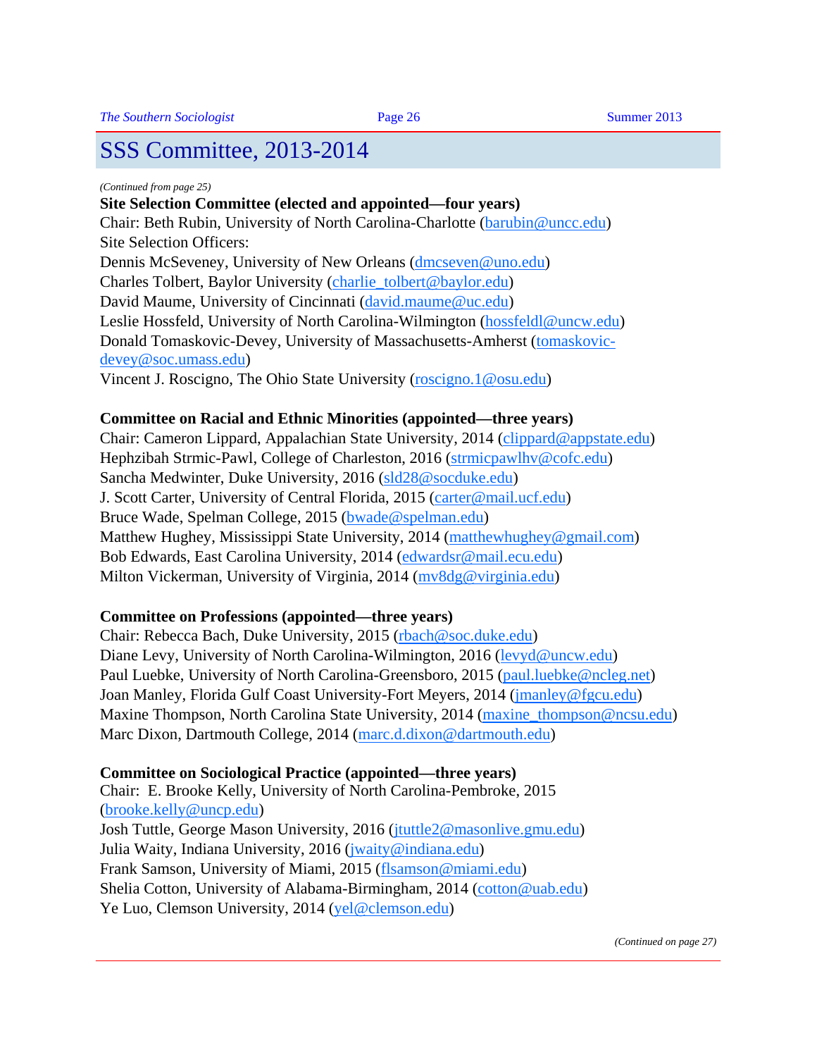# SSS Committee, 2013-2014

*(Continued from page 25)*

**Site Selection Committee (elected and appointed—four years)**

Chair: Beth Rubin, University of North Carolina-Charlotte (barubin@uncc.edu)
Site Selection Officers:
Dennis McSeveney, University of New Orleans (dmcseven@uno.edu)
Charles Tolbert, Baylor University (charlie_tolbert@baylor.edu)
David Maume, University of Cincinnati (david.maume@uc.edu)
Leslie Hossfeld, University of North Carolina-Wilmington (hossfeldl@uncw.edu)
Donald Tomaskovic-Devey, University of Massachusetts-Amherst (tomaskovic-devey@soc.umass.edu)
Vincent J. Roscigno, The Ohio State University (roscigno.1@osu.edu)

**Committee on Racial and Ethnic Minorities (appointed—three years)**

Chair: Cameron Lippard, Appalachian State University, 2014 (clippard@appstate.edu)
Hephzibah Strmic-Pawl, College of Charleston, 2016 (strmicpawlhv@cofc.edu)
Sancha Medwinter, Duke University, 2016 (sld28@socduke.edu)
J. Scott Carter, University of Central Florida, 2015 (carter@mail.ucf.edu)
Bruce Wade, Spelman College, 2015 (bwade@spelman.edu)
Matthew Hughey, Mississippi State University, 2014 (matthewhughey@gmail.com)
Bob Edwards, East Carolina University, 2014 (edwardsr@mail.ecu.edu)
Milton Vickerman, University of Virginia, 2014 (mv8dg@virginia.edu)

**Committee on Professions (appointed—three years)**

Chair: Rebecca Bach, Duke University, 2015 (rbach@soc.duke.edu)
Diane Levy, University of North Carolina-Wilmington, 2016 (levyd@uncw.edu)
Paul Luebke, University of North Carolina-Greensboro, 2015 (paul.luebke@ncleg.net)
Joan Manley, Florida Gulf Coast University-Fort Meyers, 2014 (jmanley@fgcu.edu)
Maxine Thompson, North Carolina State University, 2014 (maxine_thompson@ncsu.edu)
Marc Dixon, Dartmouth College, 2014 (marc.d.dixon@dartmouth.edu)

**Committee on Sociological Practice (appointed—three years)**

Chair: E. Brooke Kelly, University of North Carolina-Pembroke, 2015 (brooke.kelly@uncp.edu)
Josh Tuttle, George Mason University, 2016 (jtuttle2@masonlive.gmu.edu)
Julia Waity, Indiana University, 2016 (jwaity@indiana.edu)
Frank Samson, University of Miami, 2015 (flsamson@miami.edu)
Shelia Cotton, University of Alabama-Birmingham, 2014 (cotton@uab.edu)
Ye Luo, Clemson University, 2014 (yel@clemson.edu)

*(Continued on page 27)*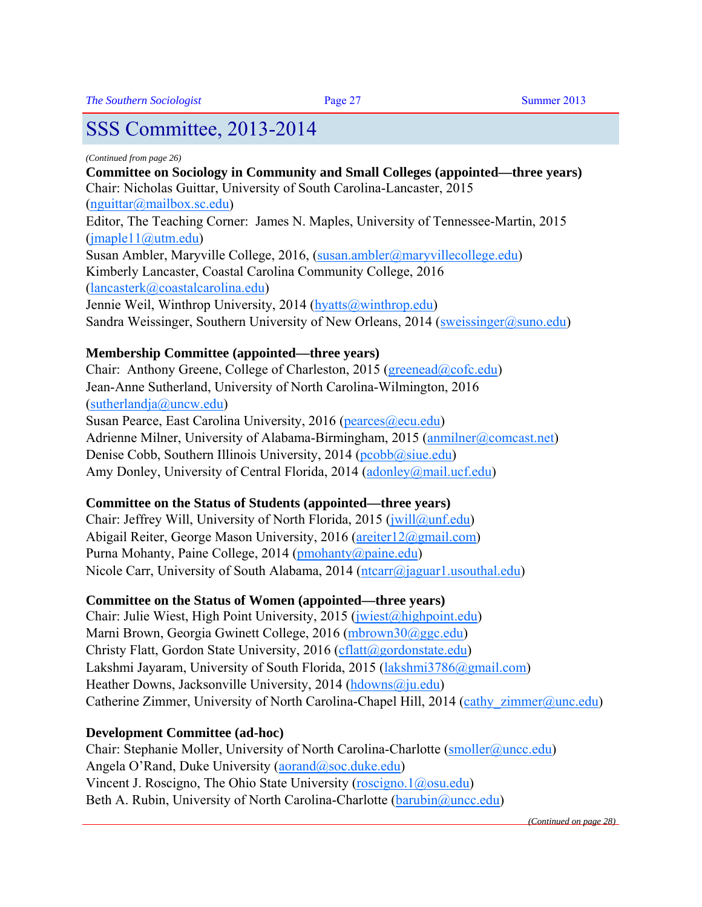# SSS Committee, 2013-2014

*(Continued from page 26)*

**Committee on Sociology in Community and Small Colleges (appointed—three years)**
Chair: Nicholas Guittar, University of South Carolina-Lancaster, 2015 (nguittar@mailbox.sc.edu)
Editor, The Teaching Corner: James N. Maples, University of Tennessee-Martin, 2015 (jmaple11@utm.edu)
Susan Ambler, Maryville College, 2016, (susan.ambler@maryvillecollege.edu)
Kimberly Lancaster, Coastal Carolina Community College, 2016 (lancasterk@coastalcarolina.edu)
Jennie Weil, Winthrop University, 2014 (hyatts@winthrop.edu)
Sandra Weissinger, Southern University of New Orleans, 2014 (sweissinger@suno.edu)

**Membership Committee (appointed—three years)**
Chair: Anthony Greene, College of Charleston, 2015 (greenead@cofc.edu)
Jean-Anne Sutherland, University of North Carolina-Wilmington, 2016 (sutherlandja@uncw.edu)
Susan Pearce, East Carolina University, 2016 (pearces@ecu.edu)
Adrienne Milner, University of Alabama-Birmingham, 2015 (anmilner@comcast.net)
Denise Cobb, Southern Illinois University, 2014 (pcobb@siue.edu)
Amy Donley, University of Central Florida, 2014 (adonley@mail.ucf.edu)

**Committee on the Status of Students (appointed—three years)**
Chair: Jeffrey Will, University of North Florida, 2015 (jwill@unf.edu)
Abigail Reiter, George Mason University, 2016 (areiter12@gmail.com)
Purna Mohanty, Paine College, 2014 (pmohanty@paine.edu)
Nicole Carr, University of South Alabama, 2014 (ntcarr@jaguar1.usouthal.edu)

**Committee on the Status of Women (appointed—three years)**
Chair: Julie Wiest, High Point University, 2015 (jwiest@highpoint.edu)
Marni Brown, Georgia Gwinett College, 2016 (mbrown30@ggc.edu)
Christy Flatt, Gordon State University, 2016 (cflatt@gordonstate.edu)
Lakshmi Jayaram, University of South Florida, 2015 (lakshmi3786@gmail.com)
Heather Downs, Jacksonville University, 2014 (hdowns@ju.edu)
Catherine Zimmer, University of North Carolina-Chapel Hill, 2014 (cathy_zimmer@unc.edu)

**Development Committee (ad-hoc)**
Chair: Stephanie Moller, University of North Carolina-Charlotte (smoller@uncc.edu)
Angela O'Rand, Duke University (aorand@soc.duke.edu)
Vincent J. Roscigno, The Ohio State University (roscigno.1@osu.edu)
Beth A. Rubin, University of North Carolina-Charlotte (barubin@uncc.edu)

*(Continued on page 28)*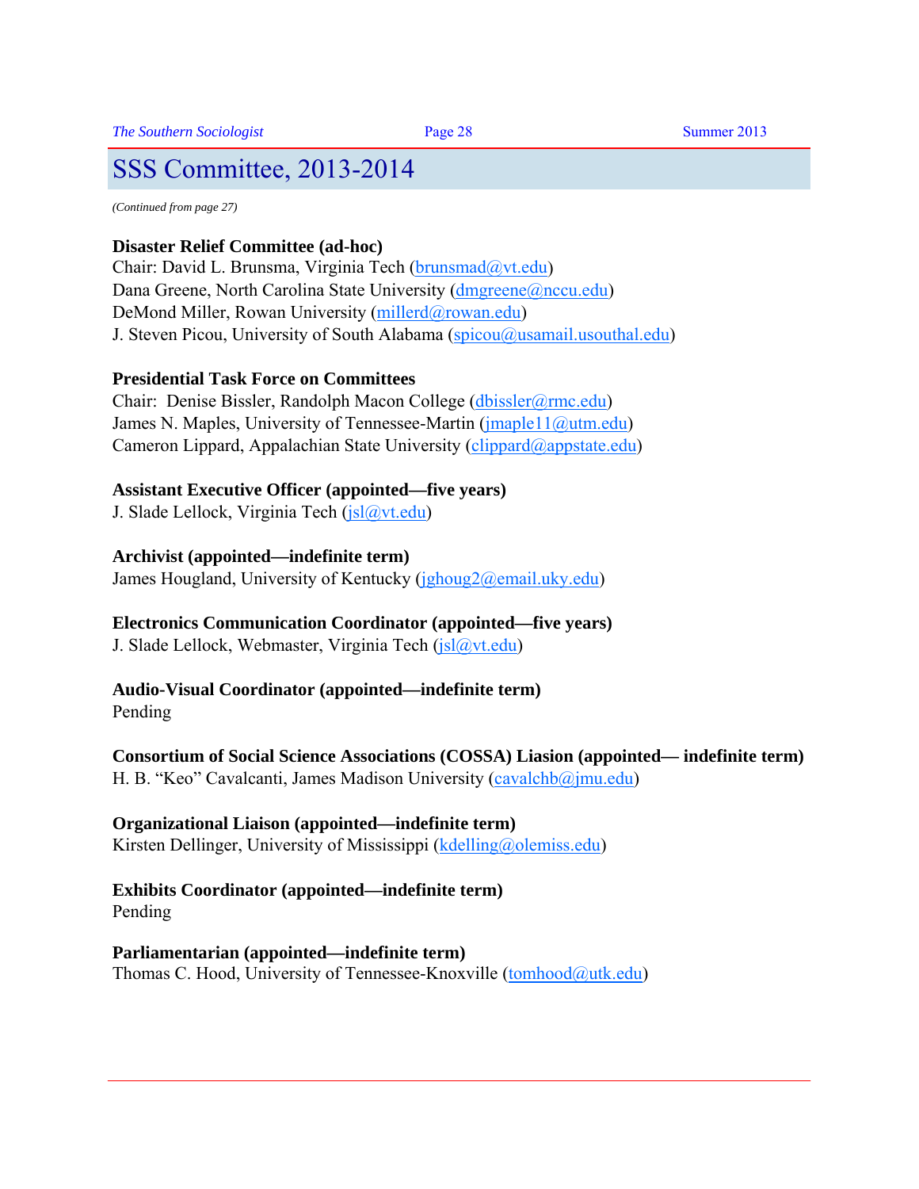## SSS Committee, 2013-2014

*(Continued from page 27)*

**Disaster Relief Committee (ad-hoc)**
Chair: David L. Brunsma, Virginia Tech (brunsmad@vt.edu)
Dana Greene, North Carolina State University (dmgreene@nccu.edu)
DeMond Miller, Rowan University (millerd@rowan.edu)
J. Steven Picou, University of South Alabama (spicou@usamail.usouthal.edu)

**Presidential Task Force on Committees**
Chair: Denise Bissler, Randolph Macon College (dbissler@rmc.edu)
James N. Maples, University of Tennessee-Martin (jmaple11@utm.edu)
Cameron Lippard, Appalachian State University (clippard@appstate.edu)

**Assistant Executive Officer (appointed—five years)**
J. Slade Lellock, Virginia Tech (jsl@vt.edu)

**Archivist (appointed—indefinite term)**
James Hougland, University of Kentucky (jghoug2@email.uky.edu)

**Electronics Communication Coordinator (appointed—five years)**
J. Slade Lellock, Webmaster, Virginia Tech (jsl@vt.edu)

**Audio-Visual Coordinator (appointed—indefinite term)**
Pending

**Consortium of Social Science Associations (COSSA) Liasion (appointed— indefinite term)**
H. B. "Keo" Cavalcanti, James Madison University (cavalchb@jmu.edu)

**Organizational Liaison (appointed—indefinite term)**
Kirsten Dellinger, University of Mississippi (kdelling@olemiss.edu)

**Exhibits Coordinator (appointed—indefinite term)**
Pending

**Parliamentarian (appointed—indefinite term)**
Thomas C. Hood, University of Tennessee-Knoxville (tomhood@utk.edu)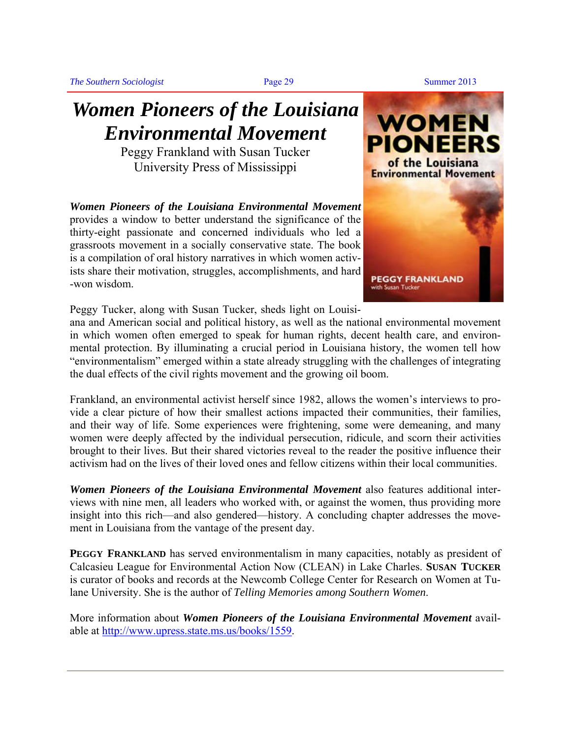// Women Pioneers of the Louisiana Environmental Movement

Peggy Frankland with Susan Tucker
University Press of Mississippi

***Women Pioneers of the Louisiana Environmental Movement*** provides a window to better understand the significance of the thirty-eight passionate and concerned individuals who led a grassroots movement in a socially conservative state. The book is a compilation of oral history narratives in which women activists share their motivation, struggles, accomplishments, and hard-won wisdom.

Peggy Tucker, along with Susan Tucker, sheds light on Louisiana and American social and political history, as well as the national environmental movement in which women often emerged to speak for human rights, decent health care, and environmental protection. By illuminating a crucial period in Louisiana history, the women tell how "environmentalism" emerged within a state already struggling with the challenges of integrating the dual effects of the civil rights movement and the growing oil boom.

Frankland, an environmental activist herself since 1982, allows the women's interviews to provide a clear picture of how their smallest actions impacted their communities, their families, and their way of life. Some experiences were frightening, some were demeaning, and many women were deeply affected by the individual persecution, ridicule, and scorn their activities brought to their lives. But their shared victories reveal to the reader the positive influence their activism had on the lives of their loved ones and fellow citizens within their local communities.

***Women Pioneers of the Louisiana Environmental Movement*** also features additional interviews with nine men, all leaders who worked with, or against the women, thus providing more insight into this rich—and also gendered—history. A concluding chapter addresses the movement in Louisiana from the vantage of the present day.

**PEGGY FRANKLAND** has served environmentalism in many capacities, notably as president of Calcasieu League for Environmental Action Now (CLEAN) in Lake Charles. **SUSAN TUCKER** is curator of books and records at the Newcomb College Center for Research on Women at Tulane University. She is the author of *Telling Memories among Southern Women*.

More information about ***Women Pioneers of the Louisiana Environmental Movement*** available at http://www.upress.state.ms.us/books/1559.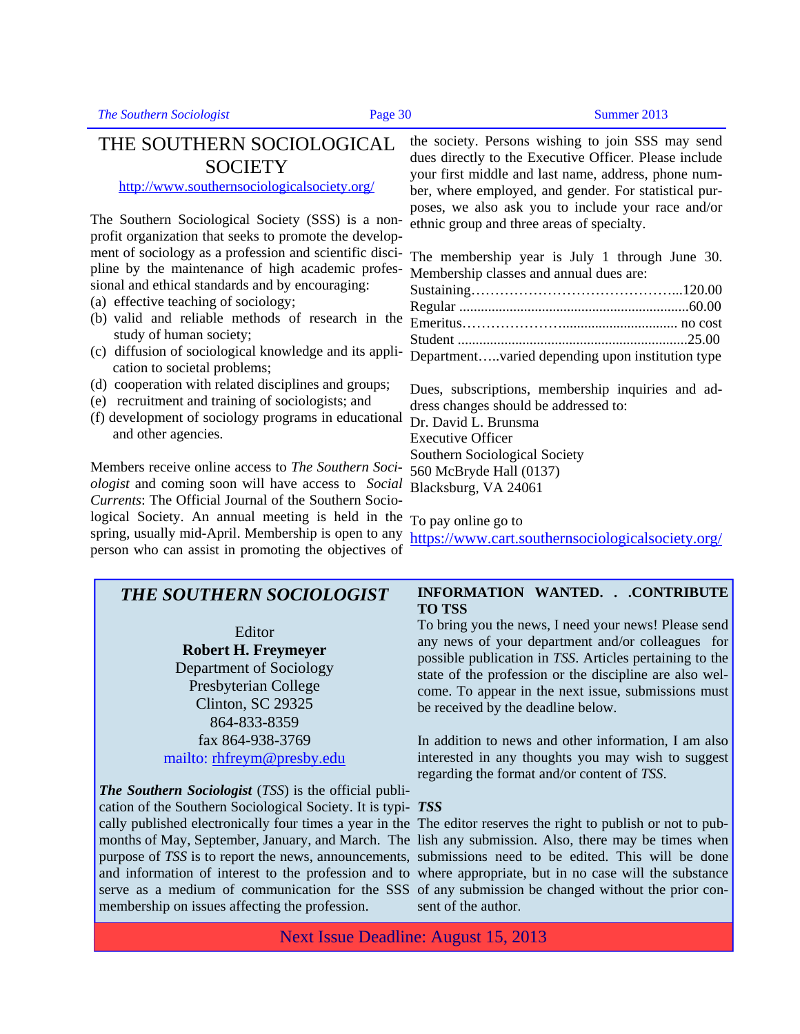# THE SOUTHERN SOCIOLOGICAL SOCIETY

http://www.southernsociologicalsociety.org/

The Southern Sociological Society (SSS) is a non-profit organization that seeks to promote the development of sociology as a profession and scientific discipline by the maintenance of high academic professional and ethical standards and by encouraging:

(a) effective teaching of sociology;
(b) valid and reliable methods of research in the study of human society;
(c) diffusion of sociological knowledge and its application to societal problems;
(d) cooperation with related disciplines and groups;
(e) recruitment and training of sociologists; and
(f) development of sociology programs in educational and other agencies.

Members receive online access to *The Southern Sociologist* and coming soon will have access to *Social Currents*: The Official Journal of the Southern Sociological Society. An annual meeting is held in the spring, usually mid-April. Membership is open to any person who can assist in promoting the objectives of the society. Persons wishing to join SSS may send dues directly to the Executive Officer. Please include your first middle and last name, address, phone number, where employed, and gender. For statistical purposes, we also ask you to include your race and/or ethnic group and three areas of specialty.

The membership year is July 1 through June 30. Membership classes and annual dues are:

Sustaining……………………………………...120.00
Regular ................................................................60.00
Emeritus………………….............................. no cost
Student ................................................................25.00
Department…..varied depending upon institution type

Dues, subscriptions, membership inquiries and address changes should be addressed to:
Dr. David L. Brunsma
Executive Officer
Southern Sociological Society
560 McBryde Hall (0137)
Blacksburg, VA 24061

To pay online go to
https://www.cart.southernsociologicalsociety.org/

## *THE SOUTHERN SOCIOLOGIST*

Editor
**Robert H. Freymeyer**
Department of Sociology
Presbyterian College
Clinton, SC 29325
864-833-8359
fax 864-938-3769
mailto: rhfreym@presby.edu

***The Southern Sociologist*** (*TSS*) is the official publication of the Southern Sociological Society. It is typically published electronically four times a year in the months of May, September, January, and March. The purpose of *TSS* is to report the news, announcements, and information of interest to the profession and to serve as a medium of communication for the SSS membership on issues affecting the profession.

**INFORMATION WANTED. . .CONTRIBUTE TO TSS**

To bring you the news, I need your news! Please send any news of your department and/or colleagues for possible publication in *TSS*. Articles pertaining to the state of the profession or the discipline are also welcome. To appear in the next issue, submissions must be received by the deadline below.

In addition to news and other information, I am also interested in any thoughts you may wish to suggest regarding the format and/or content of *TSS*.

***TSS***

The editor reserves the right to publish or not to publish any submission. Also, there may be times when submissions need to be edited. This will be done where appropriate, but in no case will the substance of any submission be changed without the prior consent of the author.

Next Issue Deadline: August 15, 2013